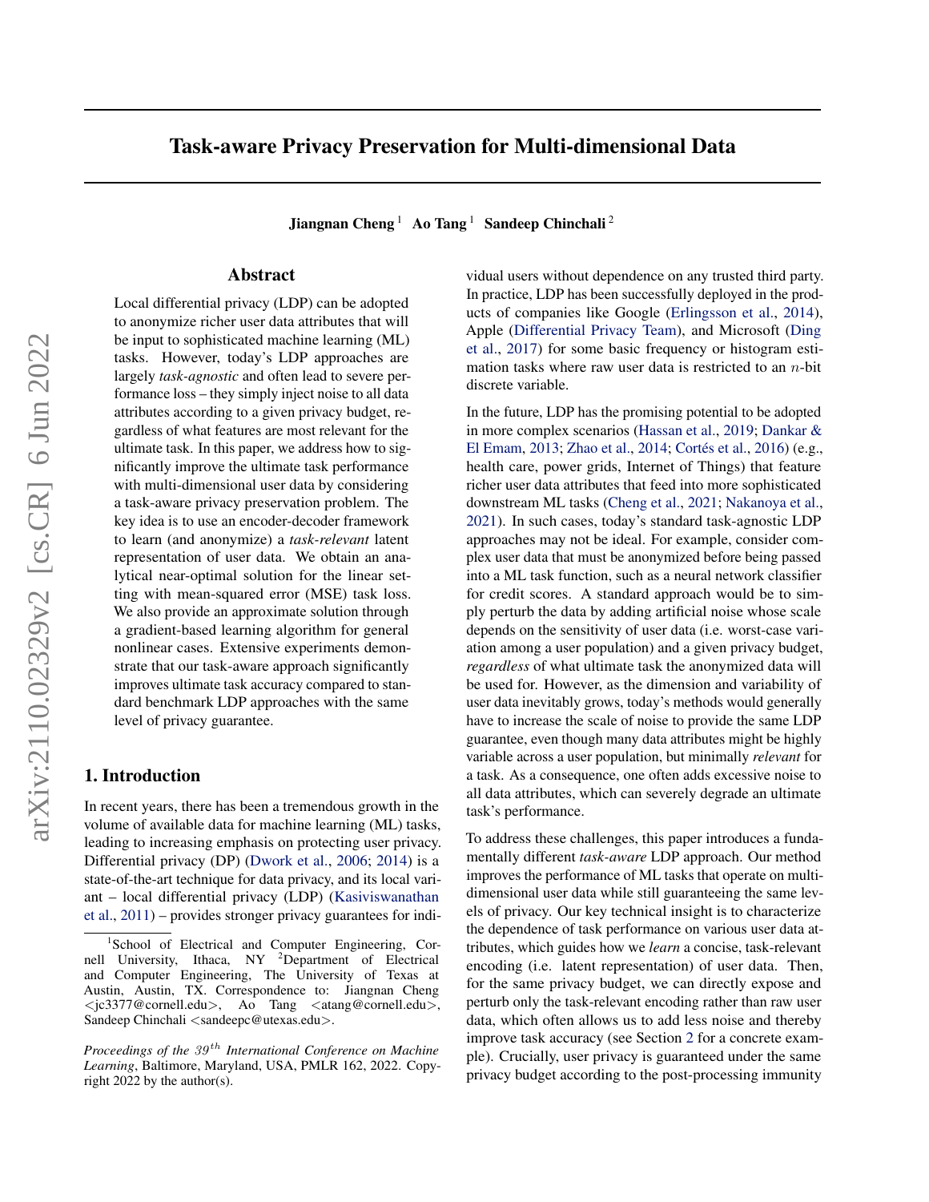# Task-aware Privacy Preservation for Multi-dimensional Data

**Jiangnan Cheng** [1] **Ao Tang** [1] **Sandeep Chinchali** [2]

## Abstract

Local differential privacy (LDP) can be adopted to anonymize richer user data attributes that will be input to sophisticated machine learning (ML) tasks. However, today's LDP approaches are largely *task-agnostic* and often lead to severe performance loss – they simply inject noise to all data attributes according to a given privacy budget, regardless of what features are most relevant for the ultimate task. In this paper, we address how to significantly improve the ultimate task performance with multi-dimensional user data by considering a task-aware privacy preservation problem. The key idea is to use an encoder-decoder framework to learn (and anonymize) a *task-relevant* latent representation of user data. We obtain an analytical near-optimal solution for the linear setting with mean-squared error (MSE) task loss. We also provide an approximate solution through a gradient-based learning algorithm for general nonlinear cases. Extensive experiments demonstrate that our task-aware approach significantly improves ultimate task accuracy compared to standard benchmark LDP approaches with the same level of privacy guarantee.

## 1. Introduction

In recent years, there has been a tremendous growth in the volume of available data for machine learning (ML) tasks, leading to increasing emphasis on protecting user privacy. Differential privacy (DP) (Dwork et al., 2006; 2014) is a state-of-the-art technique for data privacy, and its local variant – local differential privacy (LDP) (Kasiviswanathan et al., 2011) – provides stronger privacy guarantees for individual users without dependence on any trusted third party. In practice, LDP has been successfully deployed in the products of companies like Google (Erlingsson et al., 2014), Apple (Differential Privacy Team), and Microsoft (Ding et al., 2017) for some basic frequency or histogram estimation tasks where raw user data is restricted to an $n$-bit discrete variable.

In the future, LDP has the promising potential to be adopted in more complex scenarios (Hassan et al., 2019; Dankar & El Emam, 2013; Zhao et al., 2014; Cortés et al., 2016) (e.g., health care, power grids, Internet of Things) that feature richer user data attributes that feed into more sophisticated downstream ML tasks (Cheng et al., 2021; Nakanoya et al., 2021). In such cases, today's standard task-agnostic LDP approaches may not be ideal. For example, consider complex user data that must be anonymized before being passed into a ML task function, such as a neural network classifier for credit scores. A standard approach would be to simply perturb the data by adding artificial noise whose scale depends on the sensitivity of user data (i.e. worst-case variation among a user population) and a given privacy budget, *regardless* of what ultimate task the anonymized data will be used for. However, as the dimension and variability of user data inevitably grows, today's methods would generally have to increase the scale of noise to provide the same LDP guarantee, even though many data attributes might be highly variable across a user population, but minimally *relevant* for a task. As a consequence, one often adds excessive noise to all data attributes, which can severely degrade an ultimate task's performance.

To address these challenges, this paper introduces a fundamentally different *task-aware* LDP approach. Our method improves the performance of ML tasks that operate on multi-dimensional user data while still guaranteeing the same levels of privacy. Our key technical insight is to characterize the dependence of task performance on various user data attributes, which guides how we *learn* a concise, task-relevant encoding (i.e. latent representation) of user data. Then, for the same privacy budget, we can directly expose and perturb only the task-relevant encoding rather than raw user data, which often allows us to add less noise and thereby improve task accuracy (see Section 2 for a concrete example). Crucially, user privacy is guaranteed under the same privacy budget according to the post-processing immunity

---

[1] School of Electrical and Computer Engineering, Cornell University, Ithaca, NY [2] Department of Electrical and Computer Engineering, The University of Texas at Austin, Austin, TX. Correspondence to: Jiangnan Cheng <jc3377@cornell.edu>, Ao Tang <atang@cornell.edu>, Sandeep Chinchali <sandeepc@utexas.edu>.

*Proceedings of the 39th International Conference on Machine Learning*, Baltimore, Maryland, USA, PMLR 162, 2022. Copyright 2022 by the author(s).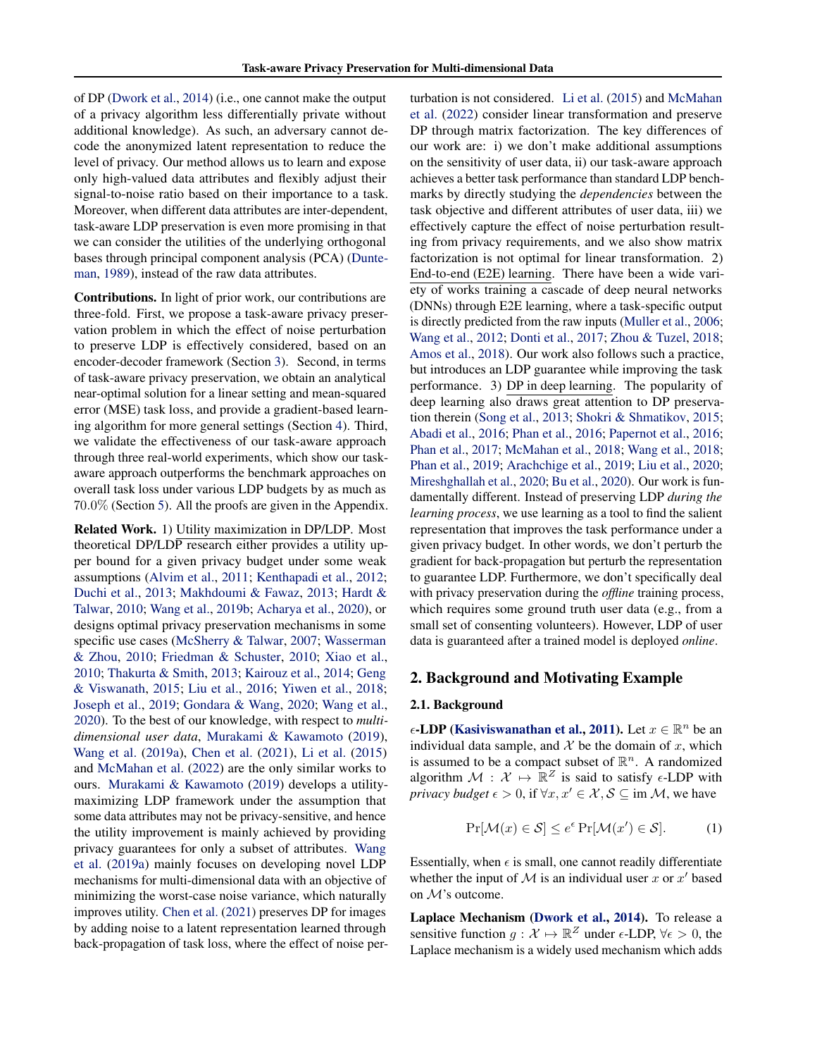of DP (Dwork et al., 2014) (i.e., one cannot make the output of a privacy algorithm less differentially private without additional knowledge). As such, an adversary cannot decode the anonymized latent representation to reduce the level of privacy. Our method allows us to learn and expose only high-valued data attributes and flexibly adjust their signal-to-noise ratio based on their importance to a task. Moreover, when different data attributes are inter-dependent, task-aware LDP preservation is even more promising in that we can consider the utilities of the underlying orthogonal bases through principal component analysis (PCA) (Dunteman, 1989), instead of the raw data attributes.

**Contributions.** In light of prior work, our contributions are three-fold. First, we propose a task-aware privacy preservation problem in which the effect of noise perturbation to preserve LDP is effectively considered, based on an encoder-decoder framework (Section 3). Second, in terms of task-aware privacy preservation, we obtain an analytical near-optimal solution for a linear setting and mean-squared error (MSE) task loss, and provide a gradient-based learning algorithm for more general settings (Section 4). Third, we validate the effectiveness of our task-aware approach through three real-world experiments, which show our task-aware approach outperforms the benchmark approaches on overall task loss under various LDP budgets by as much as 70.0% (Section 5). All the proofs are given in the Appendix.

**Related Work.** 1) Utility maximization in DP/LDP. Most theoretical DP/LDP research either provides a utility upper bound for a given privacy budget under some weak assumptions (Alvim et al., 2011; Kenthapadi et al., 2012; Duchi et al., 2013; Makhdoumi & Fawaz, 2013; Hardt & Talwar, 2010; Wang et al., 2019b; Acharya et al., 2020), or designs optimal privacy preservation mechanisms in some specific use cases (McSherry & Talwar, 2007; Wasserman & Zhou, 2010; Friedman & Schuster, 2010; Xiao et al., 2010; Thakurta & Smith, 2013; Kairouz et al., 2014; Geng & Viswanath, 2015; Liu et al., 2016; Yiwen et al., 2018; Joseph et al., 2019; Gondara & Wang, 2020; Wang et al., 2020). To the best of our knowledge, with respect to *multi-dimensional user data*, Murakami & Kawamoto (2019), Wang et al. (2019a), Chen et al. (2021), Li et al. (2015) and McMahan et al. (2022) are the only similar works to ours. Murakami & Kawamoto (2019) develops a utility-maximizing LDP framework under the assumption that some data attributes may not be privacy-sensitive, and hence the utility improvement is mainly achieved by providing privacy guarantees for only a subset of attributes. Wang et al. (2019a) mainly focuses on developing novel LDP mechanisms for multi-dimensional data with an objective of minimizing the worst-case noise variance, which naturally improves utility. Chen et al. (2021) preserves DP for images by adding noise to a latent representation learned through back-propagation of task loss, where the effect of noise perturbation is not considered. Li et al. (2015) and McMahan et al. (2022) consider linear transformation and preserve DP through matrix factorization. The key differences of our work are: i) we don't make additional assumptions on the sensitivity of user data, ii) our task-aware approach achieves a better task performance than standard LDP benchmarks by directly studying the *dependencies* between the task objective and different attributes of user data, iii) we effectively capture the effect of noise perturbation resulting from privacy requirements, and we also show matrix factorization is not optimal for linear transformation. 2) End-to-end (E2E) learning. There have been a wide variety of works training a cascade of deep neural networks (DNNs) through E2E learning, where a task-specific output is directly predicted from the raw inputs (Muller et al., 2006; Wang et al., 2012; Donti et al., 2017; Zhou & Tuzel, 2018; Amos et al., 2018). Our work also follows such a practice, but introduces an LDP guarantee while improving the task performance. 3) DP in deep learning. The popularity of deep learning also draws great attention to DP preservation therein (Song et al., 2013; Shokri & Shmatikov, 2015; Abadi et al., 2016; Phan et al., 2016; Papernot et al., 2016; Phan et al., 2017; McMahan et al., 2018; Wang et al., 2018; Phan et al., 2019; Arachchige et al., 2019; Liu et al., 2020; Mireshghallah et al., 2020; Bu et al., 2020). Our work is fundamentally different. Instead of preserving LDP *during the learning process*, we use learning as a tool to find the salient representation that improves the task performance under a given privacy budget. In other words, we don't perturb the gradient for back-propagation but perturb the representation to guarantee LDP. Furthermore, we don't specifically deal with privacy preservation during the *offline* training process, which requires some ground truth user data (e.g., from a small set of consenting volunteers). However, LDP of user data is guaranteed after a trained model is deployed *online*.

## 2. Background and Motivating Example

### 2.1. Background

**$\epsilon$-LDP (Kasiviswanathan et al., 2011).** Let $x \in \mathbb{R}^n$ be an individual data sample, and $\mathcal{X}$ be the domain of $x$, which is assumed to be a compact subset of $\mathbb{R}^n$. A randomized algorithm $\mathcal{M} : \mathcal{X} \mapsto \mathbb{R}^Z$ is said to satisfy $\epsilon$-LDP with *privacy budget* $\epsilon > 0$, if $\forall x, x' \in \mathcal{X}, \mathcal{S} \subseteq \operatorname{im} \mathcal{M}$, we have

$$\Pr[\mathcal{M}(x) \in \mathcal{S}] \leq e^{\epsilon} \Pr[\mathcal{M}(x') \in \mathcal{S}]. \quad (1)$$

Essentially, when $\epsilon$ is small, one cannot readily differentiate whether the input of $\mathcal{M}$ is an individual user $x$ or $x'$ based on $\mathcal{M}$'s outcome.

**Laplace Mechanism (Dwork et al., 2014).** To release a sensitive function $g : \mathcal{X} \mapsto \mathbb{R}^Z$ under $\epsilon$-LDP, $\forall \epsilon > 0$, the Laplace mechanism is a widely used mechanism which adds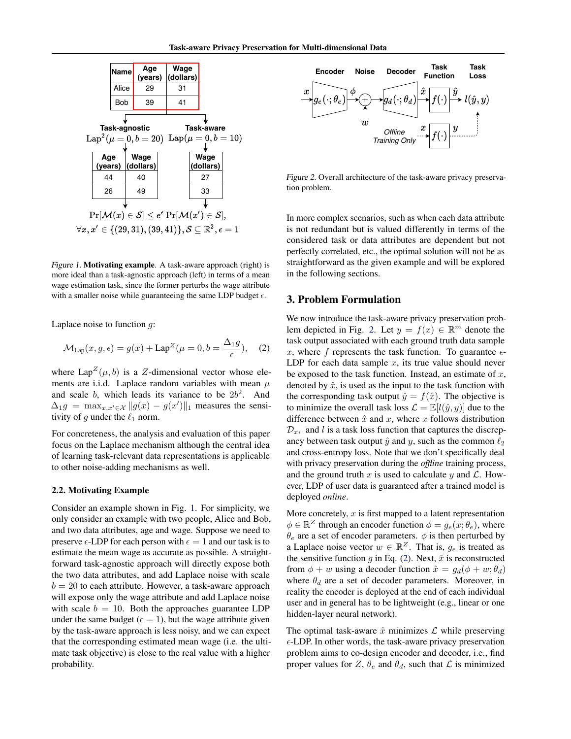Figure 1. **Motivating example**. A task-aware approach (right) is more ideal than a task-agnostic approach (left) in terms of a mean wage estimation task, since the former perturbs the wage attribute with a smaller noise while guaranteeing the same LDP budget $\epsilon$.

Laplace noise to function $g$:

$$\mathcal{M}_{\text{Lap}}(x, g, \epsilon) = g(x) + \text{Lap}^Z(\mu = 0, b = \frac{\Delta_1 g}{\epsilon}), \quad (2)$$

where $\text{Lap}^Z(\mu, b)$ is a $Z$-dimensional vector whose elements are i.i.d. Laplace random variables with mean $\mu$ and scale $b$, which leads its variance to be $2b^2$. And $\Delta_1 g = \max_{x,x' \in \mathcal{X}} \|g(x) - g(x')\|_1$ measures the sensitivity of $g$ under the $\ell_1$ norm.

For concreteness, the analysis and evaluation of this paper focus on the Laplace mechanism although the central idea of learning task-relevant data representations is applicable to other noise-adding mechanisms as well.

### 2.2. Motivating Example

Consider an example shown in Fig. 1. For simplicity, we only consider an example with two people, Alice and Bob, and two data attributes, age and wage. Suppose we need to preserve $\epsilon$-LDP for each person with $\epsilon = 1$ and our task is to estimate the mean wage as accurate as possible. A straightforward task-agnostic approach will directly expose both the two data attributes, and add Laplace noise with scale $b = 20$ to each attribute. However, a task-aware approach will expose only the wage attribute and add Laplace noise with scale $b = 10$. Both the approaches guarantee LDP under the same budget ($\epsilon = 1$), but the wage attribute given by the task-aware approach is less noisy, and we can expect that the corresponding estimated mean wage (i.e. the ultimate task objective) is close to the real value with a higher probability.

Figure 2. Overall architecture of the task-aware privacy preservation problem.

In more complex scenarios, such as when each data attribute is not redundant but is valued differently in terms of the considered task or data attributes are dependent but not perfectly correlated, etc., the optimal solution will not be as straightforward as the given example and will be explored in the following sections.

## 3. Problem Formulation

We now introduce the task-aware privacy preservation problem depicted in Fig. 2. Let $y = f(x) \in \mathbb{R}^m$ denote the task output associated with each ground truth data sample $x$, where $f$ represents the task function. To guarantee $\epsilon$-LDP for each data sample $x$, its true value should never be exposed to the task function. Instead, an estimate of $x$, denoted by $\hat{x}$, is used as the input to the task function with the corresponding task output $\hat{y} = f(\hat{x})$. The objective is to minimize the overall task loss $\mathcal{L} = \mathbb{E}[l(\hat{y}, y)]$ due to the difference between $\hat{x}$ and $x$, where $x$ follows distribution $\mathcal{D}_x$, and $l$ is a task loss function that captures the discrepancy between task output $\hat{y}$ and $y$, such as the common $\ell_2$ and cross-entropy loss. Note that we don't specifically deal with privacy preservation during the *offline* training process, and the ground truth $x$ is used to calculate $y$ and $\mathcal{L}$. However, LDP of user data is guaranteed after a trained model is deployed *online*.

More concretely, $x$ is first mapped to a latent representation $\phi \in \mathbb{R}^Z$ through an encoder function $\phi = g_e(x; \theta_e)$, where $\theta_e$ are a set of encoder parameters. $\phi$ is then perturbed by a Laplace noise vector $w \in \mathbb{R}^Z$. That is, $g_e$ is treated as the sensitive function $g$ in Eq. (2). Next, $\hat{x}$ is reconstructed from $\phi + w$ using a decoder function $\hat{x} = g_d(\phi + w; \theta_d)$ where $\theta_d$ are a set of decoder parameters. Moreover, in reality the encoder is deployed at the end of each individual user and in general has to be lightweight (e.g., linear or one hidden-layer neural network).

The optimal task-aware $\hat{x}$ minimizes $\mathcal{L}$ while preserving $\epsilon$-LDP. In other words, the task-aware privacy preservation problem aims to co-design encoder and decoder, i.e., find proper values for $Z$, $\theta_e$ and $\theta_d$, such that $\mathcal{L}$ is minimized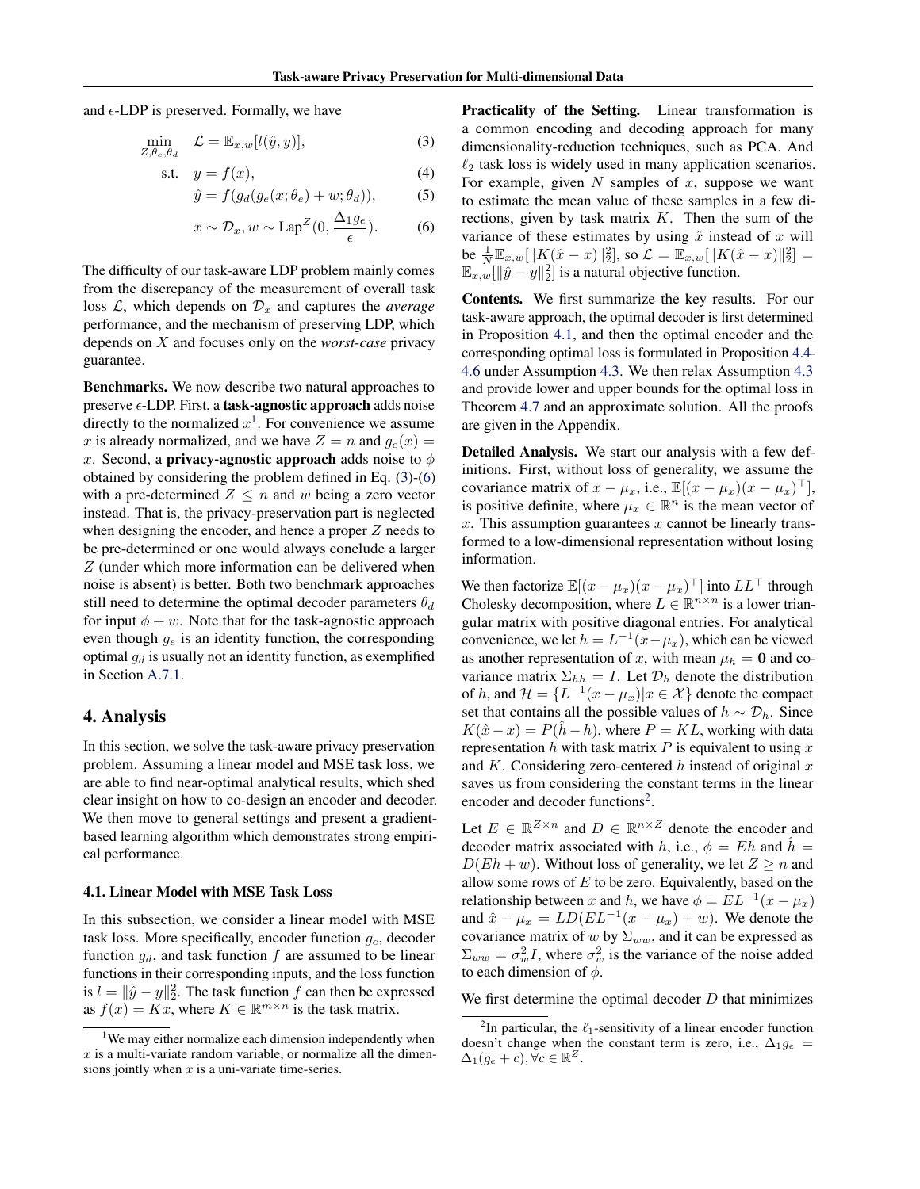and $\epsilon$-LDP is preserved. Formally, we have

$$\min_{Z,\theta_e,\theta_d} \quad \mathcal{L} = \mathbb{E}_{x,w}[l(\hat{y}, y)], \tag{3}$$

$$\text{s.t.} \quad y = f(x), \tag{4}$$

$$\hat{y} = f(g_d(g_e(x;\theta_e) + w; \theta_d)), \tag{5}$$

$$x \sim \mathcal{D}_x, w \sim \text{Lap}^Z(0, \frac{\Delta_1 g_e}{\epsilon}). \tag{6}$$

The difficulty of our task-aware LDP problem mainly comes from the discrepancy of the measurement of overall task loss $\mathcal{L}$, which depends on $\mathcal{D}_x$ and captures the *average* performance, and the mechanism of preserving LDP, which depends on $X$ and focuses only on the *worst-case* privacy guarantee.

**Benchmarks.** We now describe two natural approaches to preserve $\epsilon$-LDP. First, a **task-agnostic approach** adds noise directly to the normalized $x$[1]. For convenience we assume $x$ is already normalized, and we have $Z = n$ and $g_e(x) = x$. Second, a **privacy-agnostic approach** adds noise to $\phi$ obtained by considering the problem defined in Eq. (3)-(6) with a pre-determined $Z \leq n$ and $w$ being a zero vector instead. That is, the privacy-preservation part is neglected when designing the encoder, and hence a proper $Z$ needs to be pre-determined or one would always conclude a larger $Z$ (under which more information can be delivered when noise is absent) is better. Both two benchmark approaches still need to determine the optimal decoder parameters $\theta_d$ for input $\phi + w$. Note that for the task-agnostic approach even though $g_e$ is an identity function, the corresponding optimal $g_d$ is usually not an identity function, as exemplified in Section A.7.1.

## 4. Analysis

In this section, we solve the task-aware privacy preservation problem. Assuming a linear model and MSE task loss, we are able to find near-optimal analytical results, which shed clear insight on how to co-design an encoder and decoder. We then move to general settings and present a gradient-based learning algorithm which demonstrates strong empirical performance.

### 4.1. Linear Model with MSE Task Loss

In this subsection, we consider a linear model with MSE task loss. More specifically, encoder function $g_e$, decoder function $g_d$, and task function $f$ are assumed to be linear functions in their corresponding inputs, and the loss function is $l = \|\hat{y} - y\|_2^2$. The task function $f$ can then be expressed as $f(x) = Kx$, where $K \in \mathbb{R}^{m \times n}$ is the task matrix.

**Practicality of the Setting.** Linear transformation is a common encoding and decoding approach for many dimensionality-reduction techniques, such as PCA. And $\ell_2$ task loss is widely used in many application scenarios. For example, given $N$ samples of $x$, suppose we want to estimate the mean value of these samples in a few directions, given by task matrix $K$. Then the sum of the variance of these estimates by using $\hat{x}$ instead of $x$ will be $\frac{1}{N}\mathbb{E}_{x,w}[\|K(\hat{x} - x)\|_2^2]$, so $\mathcal{L} = \mathbb{E}_{x,w}[\|K(\hat{x} - x)\|_2^2] = \mathbb{E}_{x,w}[\|\hat{y} - y\|_2^2]$ is a natural objective function.

**Contents.** We first summarize the key results. For our task-aware approach, the optimal decoder is first determined in Proposition 4.1, and then the optimal encoder and the corresponding optimal loss is formulated in Proposition 4.4-4.6 under Assumption 4.3. We then relax Assumption 4.3 and provide lower and upper bounds for the optimal loss in Theorem 4.7 and an approximate solution. All the proofs are given in the Appendix.

**Detailed Analysis.** We start our analysis with a few definitions. First, without loss of generality, we use the covariance matrix of $x - \mu_x$, i.e., $\mathbb{E}[(x - \mu_x)(x - \mu_x)^\top]$, is positive definite, where $\mu_x \in \mathbb{R}^n$ is the mean vector of $x$. This assumption guarantees $x$ cannot be linearly transformed to a low-dimensional representation without losing information.

We then factorize $\mathbb{E}[(x - \mu_x)(x - \mu_x)^\top]$ into $LL^\top$ through Cholesky decomposition, where $L \in \mathbb{R}^{n \times n}$ is a lower triangular matrix with positive diagonal entries. For analytical convenience, we let $h = L^{-1}(x - \mu_x)$, which can be viewed as another representation of $x$, with mean $\mu_h = \mathbf{0}$ and covariance matrix $\Sigma_{hh} = I$. Let $\mathcal{D}_h$ denote the distribution of $h$, and $\mathcal{H} = \{L^{-1}(x - \mu_x) | x \in \mathcal{X}\}$ denote the compact set that contains all the possible values of $h \sim \mathcal{D}_h$. Since $K(\hat{x} - x) = P(\hat{h} - h)$, where $P = KL$, working with data representation $h$ with task matrix $P$ is equivalent to using $x$ and $K$. Considering zero-centered $h$ instead of original $x$ saves us from considering the constant terms in the linear encoder and decoder functions[2].

Let $E \in \mathbb{R}^{Z \times n}$ and $D \in \mathbb{R}^{n \times Z}$ denote the encoder and decoder matrix associated with $h$, i.e., $\phi = Eh$ and $\hat{h} = D(Eh + w)$. Without loss of generality, we let $Z \geq n$ and allow some rows of $E$ to be zero. Equivalently, based on the relationship between $x$ and $h$, we have $\phi = EL^{-1}(x - \mu_x)$ and $\hat{x} - \mu_x = LD(EL^{-1}(x - \mu_x) + w)$. We denote the covariance matrix of $w$ by $\Sigma_{ww}$, and it can be expressed as $\Sigma_{ww} = \sigma_w^2 I$, where $\sigma_w^2$ is the variance of the noise added to each dimension of $\phi$.

We first determine the optimal decoder $D$ that minimizes

[1] We may either normalize each dimension independently when $x$ is a multi-variate random variable, or normalize all the dimensions jointly when $x$ is a uni-variate time-series.

[2] In particular, the $\ell_1$-sensitivity of a linear encoder function doesn't change when the constant term is zero, i.e., $\Delta_1 g_e = \Delta_1(g_e + c), \forall c \in \mathbb{R}^Z$.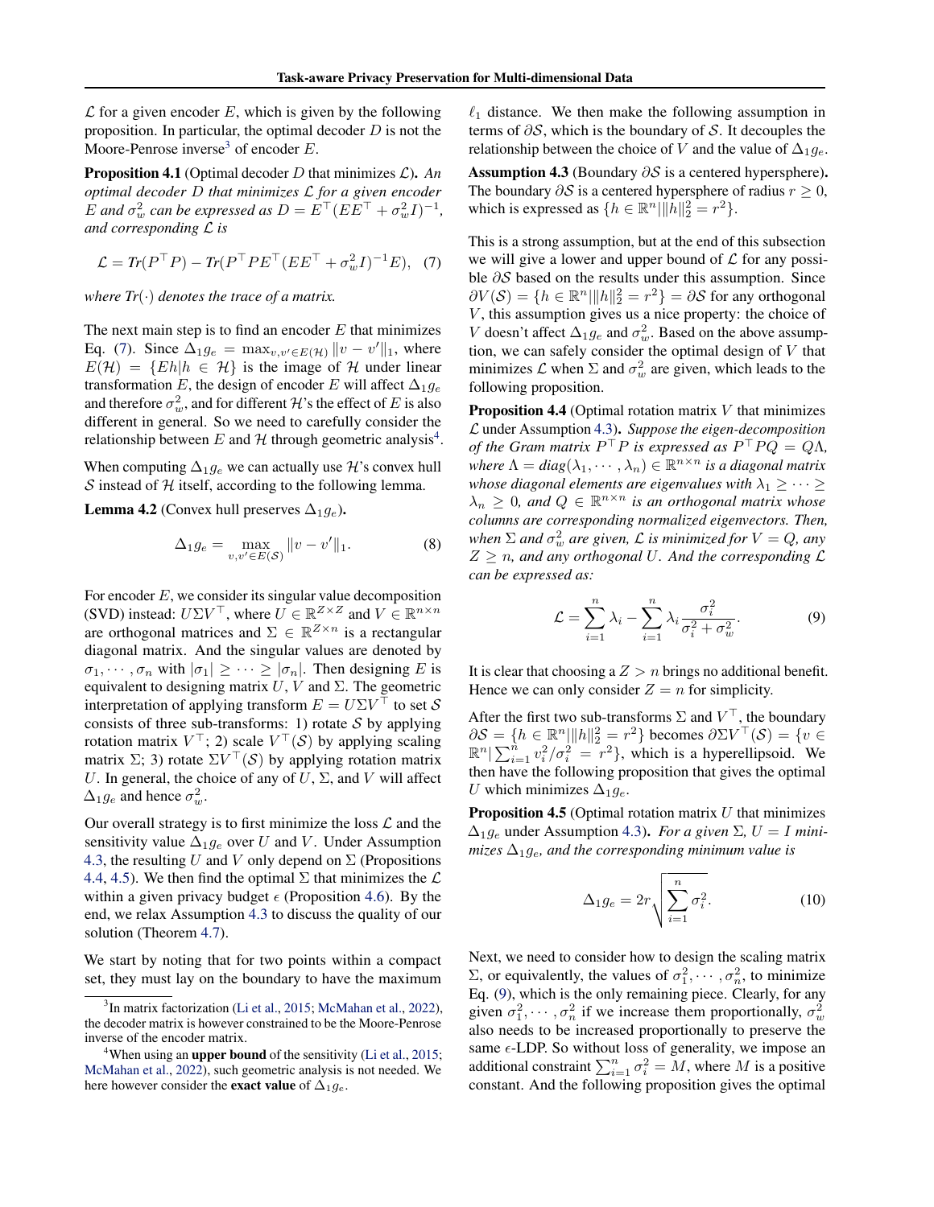$\mathcal{L}$ for a given encoder $E$, which is given by the following proposition. In particular, the optimal decoder $D$ is not the Moore-Penrose inverse[3] of encoder $E$.

**Proposition 4.1** (Optimal decoder $D$ that minimizes $\mathcal{L}$). *An optimal decoder $D$ that minimizes $\mathcal{L}$ for a given encoder $E$ and $\sigma_w^2$ can be expressed as $D = E^\top(EE^\top + \sigma_w^2 I)^{-1}$, and corresponding $\mathcal{L}$ is*

$$\mathcal{L} = Tr(P^\top P) - Tr(P^\top P E^\top(EE^\top + \sigma_w^2 I)^{-1}E), \quad (7)$$

*where $Tr(\cdot)$ denotes the trace of a matrix.*

The next main step is to find an encoder $E$ that minimizes Eq. (7). Since $\Delta_1 g_e = \max_{v,v' \in E(\mathcal{H})} \|v - v'\|_1$, where $E(\mathcal{H}) = \{Eh | h \in \mathcal{H}\}$ is the image of $\mathcal{H}$ under linear transformation $E$, the design of encoder $E$ will affect $\Delta_1 g_e$ and therefore $\sigma_w^2$, and for different $\mathcal{H}$'s the effect of $E$ is also different in general. So we need to carefully consider the relationship between $E$ and $\mathcal{H}$ through geometric analysis[4].

When computing $\Delta_1 g_e$ we can actually use $\mathcal{H}$'s convex hull $\mathcal{S}$ instead of $\mathcal{H}$ itself, according to the following lemma.

**Lemma 4.2** (Convex hull preserves $\Delta_1 g_e$).

$$\Delta_1 g_e = \max_{v,v' \in E(\mathcal{S})} \|v - v'\|_1. \quad (8)$$

For encoder $E$, we consider its singular value decomposition (SVD) instead: $U\Sigma V^\top$, where $U \in \mathbb{R}^{Z \times Z}$ and $V \in \mathbb{R}^{n \times n}$ are orthogonal matrices and $\Sigma \in \mathbb{R}^{Z \times n}$ is a rectangular diagonal matrix. And the singular values are denoted by $\sigma_1, \cdots, \sigma_n$ with $|\sigma_1| \geq \cdots \geq |\sigma_n|$. Then designing $E$ is equivalent to designing matrix $U$, $V$ and $\Sigma$. The geometric interpretation of applying transform $E = U\Sigma V^\top$ to set $\mathcal{S}$ consists of three sub-transforms: 1) rotate $\mathcal{S}$ by applying rotation matrix $V^\top$; 2) scale $V^\top(\mathcal{S})$ by applying scaling matrix $\Sigma$; 3) rotate $\Sigma V^\top(\mathcal{S})$ by applying rotation matrix $U$. In general, the choice of any of $U$, $\Sigma$, and $V$ will affect $\Delta_1 g_e$ and hence $\sigma_w^2$.

Our overall strategy is to first minimize the loss $\mathcal{L}$ and the sensitivity value $\Delta_1 g_e$ over $U$ and $V$. Under Assumption 4.3, the resulting $U$ and $V$ only depend on $\Sigma$ (Propositions 4.4, 4.5). We then find the optimal $\Sigma$ that minimizes the $\mathcal{L}$ within a given privacy budget $\epsilon$ (Proposition 4.6). By the end, we relax Assumption 4.3 to discuss the quality of our solution (Theorem 4.7).

We start by noting that for two points within a compact set, they must lay on the boundary to have the maximum $\ell_1$ distance. We then make the following assumption in terms of $\partial\mathcal{S}$, which is the boundary of $\mathcal{S}$. It decouples the relationship between the choice of $V$ and the value of $\Delta_1 g_e$.

**Assumption 4.3** (Boundary $\partial\mathcal{S}$ is a centered hypersphere). The boundary $\partial\mathcal{S}$ is a centered hypersphere of radius $r \geq 0$, which is expressed as $\{h \in \mathbb{R}^n | \|h\|_2^2 = r^2\}$.

This is a strong assumption, but at the end of this subsection we will give a lower and upper bound of $\mathcal{L}$ for any possible $\partial\mathcal{S}$ based on the results under this assumption. Since $\partial V(\mathcal{S}) = \{h \in \mathbb{R}^n | \|h\|_2^2 = r^2\} = \partial\mathcal{S}$ for any orthogonal $V$, this assumption gives us a nice property: the choice of $V$ doesn't affect $\Delta_1 g_e$ and $\sigma_w^2$. Based on the above assumption, we can safely consider the optimal design of $V$ that minimizes $\mathcal{L}$ when $\Sigma$ and $\sigma_w^2$ are given, which leads to the following proposition.

**Proposition 4.4** (Optimal rotation matrix $V$ that minimizes $\mathcal{L}$ under Assumption 4.3). *Suppose the eigen-decomposition of the Gram matrix $P^\top P$ is expressed as $P^\top P Q = Q\Lambda$, where $\Lambda = diag(\lambda_1, \cdots, \lambda_n) \in \mathbb{R}^{n \times n}$ is a diagonal matrix whose diagonal elements are eigenvalues with $\lambda_1 \geq \cdots \geq \lambda_n \geq 0$, and $Q \in \mathbb{R}^{n \times n}$ is an orthogonal matrix whose columns are corresponding normalized eigenvectors. Then, when $\Sigma$ and $\sigma_w^2$ are given, $\mathcal{L}$ is minimized for $V = Q$, any $Z \geq n$, and any orthogonal $U$. And the corresponding $\mathcal{L}$ can be expressed as:*

$$\mathcal{L} = \sum_{i=1}^{n} \lambda_i - \sum_{i=1}^{n} \lambda_i \frac{\sigma_i^2}{\sigma_i^2 + \sigma_w^2}. \quad (9)$$

It is clear that choosing a $Z > n$ brings no additional benefit. Hence we can only consider $Z = n$ for simplicity.

After the first two sub-transforms $\Sigma$ and $V^\top$, the boundary $\partial\mathcal{S} = \{h \in \mathbb{R}^n | \|h\|_2^2 = r^2\}$ becomes $\partial\Sigma V^\top(\mathcal{S}) = \{v \in \mathbb{R}^n | \sum_{i=1}^n v_i^2/\sigma_i^2 = r^2\}$, which is a hyperellipsoid. We then have the following proposition that gives the optimal $U$ which minimizes $\Delta_1 g_e$.

**Proposition 4.5** (Optimal rotation matrix $U$ that minimizes $\Delta_1 g_e$ under Assumption 4.3). *For a given $\Sigma$, $U = I$ minimizes $\Delta_1 g_e$, and the corresponding minimum value is*

$$\Delta_1 g_e = 2r\sqrt{\sum_{i=1}^{n} \sigma_i^2}. \quad (10)$$

Next, we need to consider how to design the scaling matrix $\Sigma$, or equivalently, the values of $\sigma_1^2, \cdots, \sigma_n^2$, to minimize Eq. (9), which is the only remaining piece. Clearly, for any given $\sigma_1^2, \cdots, \sigma_n^2$ if we increase them proportionally, $\sigma_w^2$ also needs to be increased proportionally to preserve the same $\epsilon$-LDP. So without loss of generality, we impose an additional constraint $\sum_{i=1}^n \sigma_i^2 = M$, where $M$ is a positive constant. And the following proposition gives the optimal

---

[3] In matrix factorization (Li et al., 2015; McMahan et al., 2022), the decoder matrix is however constrained to be the Moore-Penrose inverse of the encoder matrix.

[4] When using an **upper bound** of the sensitivity (Li et al., 2015; McMahan et al., 2022), such geometric analysis is not needed. We here however consider the **exact value** of $\Delta_1 g_e$.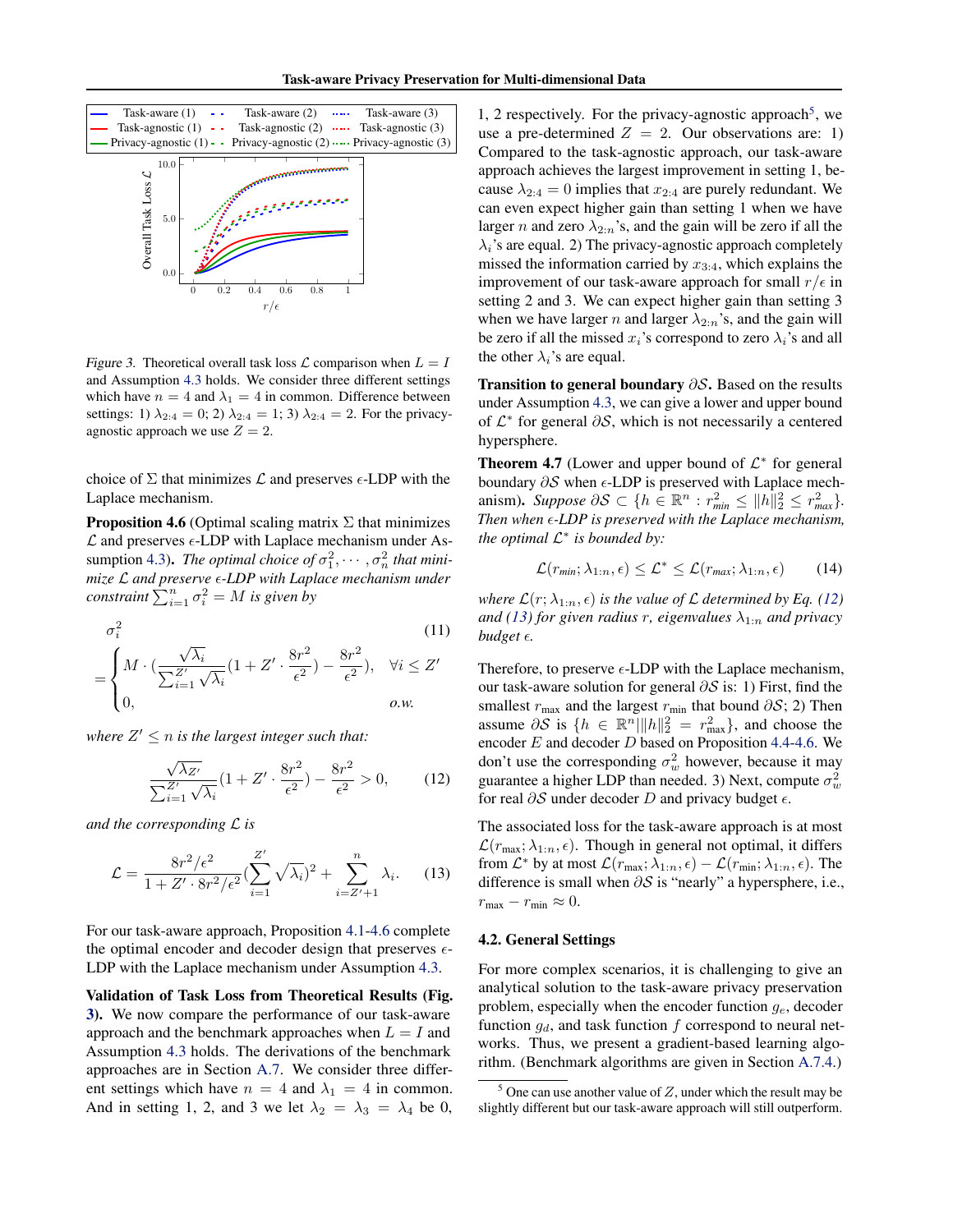Figure 3. Theoretical overall task loss $\mathcal{L}$ comparison when $L = I$ and Assumption 4.3 holds. We consider three different settings which have $n = 4$ and $\lambda_1 = 4$ in common. Difference between settings: 1) $\lambda_{2:4} = 0$; 2) $\lambda_{2:4} = 1$; 3) $\lambda_{2:4} = 2$. For the privacy-agnostic approach we use $Z = 2$.

choice of $\Sigma$ that minimizes $\mathcal{L}$ and preserves $\epsilon$-LDP with the Laplace mechanism.

**Proposition 4.6** (Optimal scaling matrix $\Sigma$ that minimizes $\mathcal{L}$ and preserves $\epsilon$-LDP with Laplace mechanism under Assumption 4.3). *The optimal choice of $\sigma_1^2, \cdots, \sigma_n^2$ that minimize $\mathcal{L}$ and preserve $\epsilon$-LDP with Laplace mechanism under constraint $\sum_{i=1}^n \sigma_i^2 = M$ is given by*

$$
\sigma_i^2 = \begin{cases} M \cdot \left(\frac{\sqrt{\lambda_i}}{\sum_{i=1}^{Z'} \sqrt{\lambda_i}}(1 + Z' \cdot \frac{8r^2}{\epsilon^2}) - \frac{8r^2}{\epsilon^2}\right), & \forall i \leq Z' \\ 0, & o.w. \end{cases} \tag{11}
$$

*where $Z' \leq n$ is the largest integer such that:*

$$
\frac{\sqrt{\lambda_{Z'}}}{\sum_{i=1}^{Z'} \sqrt{\lambda_i}}(1 + Z' \cdot \frac{8r^2}{\epsilon^2}) - \frac{8r^2}{\epsilon^2} > 0, \tag{12}
$$

*and the corresponding $\mathcal{L}$ is*

$$
\mathcal{L} = \frac{8r^2/\epsilon^2}{1 + Z' \cdot 8r^2/\epsilon^2}\left(\sum_{i=1}^{Z'} \sqrt{\lambda_i}\right)^2 + \sum_{i=Z'+1}^{n} \lambda_i. \tag{13}
$$

For our task-aware approach, Proposition 4.1-4.6 complete the optimal encoder and decoder design that preserves $\epsilon$-LDP with the Laplace mechanism under Assumption 4.3.

**Validation of Task Loss from Theoretical Results (Fig. 3).** We now compare the performance of our task-aware approach and the benchmark approaches when $L = I$ and Assumption 4.3 holds. The derivations of the benchmark approaches are in Section A.7. We consider three different settings which have $n = 4$ and $\lambda_1 = 4$ in common. And in setting 1, 2, and 3 we let $\lambda_2 = \lambda_3 = \lambda_4$ be 0, 1, 2 respectively. For the privacy-agnostic approach[5], we use a pre-determined $Z = 2$. Our observations are: 1) Compared to the task-agnostic approach, our task-aware approach achieves the largest improvement in setting 1, because $\lambda_{2:4} = 0$ implies that $x_{2:4}$ are purely redundant. We can even expect higher gain than setting 1 when we have larger $n$ and zero $\lambda_{2:n}$'s, and the gain will be zero if all the $\lambda_i$'s are equal. 2) The privacy-agnostic approach completely missed the information carried by $x_{3:4}$, which explains the improvement of our task-aware approach for small $r/\epsilon$ in setting 2 and 3. We can expect higher gain than setting 3 when we have larger $n$ and larger $\lambda_{2:n}$'s, and the gain will be zero if all the missed $x_i$'s correspond to zero $\lambda_i$'s and all the other $\lambda_i$'s are equal.

**Transition to general boundary $\partial\mathcal{S}$.** Based on the results under Assumption 4.3, we can give a lower and upper bound of $\mathcal{L}^*$ for general $\partial\mathcal{S}$, which is not necessarily a centered hypersphere.

**Theorem 4.7** (Lower and upper bound of $\mathcal{L}^*$ for general boundary $\partial\mathcal{S}$ when $\epsilon$-LDP is preserved with Laplace mechanism). *Suppose $\partial\mathcal{S} \subset \{h \in \mathbb{R}^n : r_{min}^2 \leq \|h\|_2^2 \leq r_{max}^2\}$. Then when $\epsilon$-LDP is preserved with the Laplace mechanism, the optimal $\mathcal{L}^*$ is bounded by:*

$$
\mathcal{L}(r_{min}; \lambda_{1:n}, \epsilon) \leq \mathcal{L}^* \leq \mathcal{L}(r_{max}; \lambda_{1:n}, \epsilon) \tag{14}
$$

*where $\mathcal{L}(r; \lambda_{1:n}, \epsilon)$ is the value of $\mathcal{L}$ determined by Eq. (12) and (13) for given radius $r$, eigenvalues $\lambda_{1:n}$ and privacy budget $\epsilon$.*

Therefore, to preserve $\epsilon$-LDP with the Laplace mechanism, our task-aware solution for general $\partial\mathcal{S}$ is: 1) First, find the smallest $r_{\max}$ and the largest $r_{\min}$ that bound $\partial\mathcal{S}$; 2) Then assume $\partial\mathcal{S}$ is $\{h \in \mathbb{R}^n | \|h\|_2^2 = r_{\max}^2\}$, and choose the encoder $E$ and decoder $D$ based on Proposition 4.4-4.6. We don't use the corresponding $\sigma_w^2$ however, because it may guarantee a higher LDP than needed. 3) Next, compute $\sigma_w^2$ for real $\partial\mathcal{S}$ under decoder $D$ and privacy budget $\epsilon$.

The associated loss for the task-aware approach is at most $\mathcal{L}(r_{\max}; \lambda_{1:n}, \epsilon)$. Though in general not optimal, it differs from $\mathcal{L}^*$ by at most $\mathcal{L}(r_{\max}; \lambda_{1:n}, \epsilon) - \mathcal{L}(r_{\min}; \lambda_{1:n}, \epsilon)$. The difference is small when $\partial\mathcal{S}$ is "nearly" a hypersphere, i.e., $r_{\max} - r_{\min} \approx 0$.

### 4.2. General Settings

For more complex scenarios, it is challenging to give an analytical solution to the task-aware privacy preservation problem, especially when the encoder function $g_e$, decoder function $g_d$, and task function $f$ correspond to neural networks. Thus, we present a gradient-based learning algorithm. (Benchmark algorithms are given in Section A.7.4.)

[5] One can use another value of $Z$, under which the result may be slightly different but our task-aware approach will still outperform.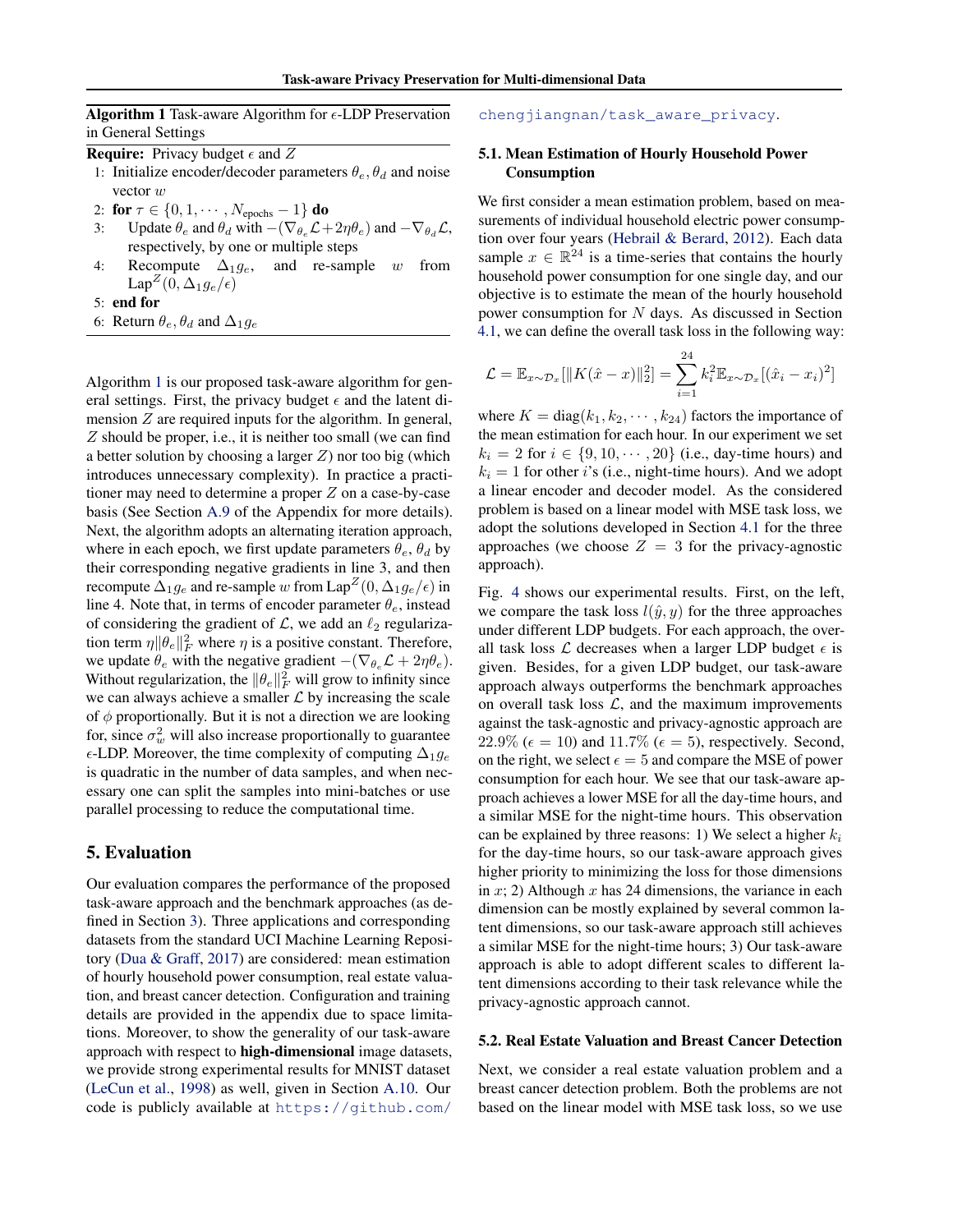**Algorithm 1** Task-aware Algorithm for $\epsilon$-LDP Preservation in General Settings

**Require:** Privacy budget $\epsilon$ and $Z$

1: Initialize encoder/decoder parameters $\theta_e, \theta_d$ and noise vector $w$
2: **for** $\tau \in \{0, 1, \cdots, N_{\text{epochs}} - 1\}$ **do**
3: Update $\theta_e$ and $\theta_d$ with $-(\nabla_{\theta_e}\mathcal{L} + 2\eta\theta_e)$ and $-\nabla_{\theta_d}\mathcal{L}$, respectively, by one or multiple steps
4: Recompute $\Delta_1 g_e$, and re-sample $w$ from $\text{Lap}^Z(0, \Delta_1 g_e/\epsilon)$
5: **end for**
6: Return $\theta_e, \theta_d$ and $\Delta_1 g_e$

Algorithm 1 is our proposed task-aware algorithm for general settings. First, the privacy budget $\epsilon$ and the latent dimension $Z$ are required inputs for the algorithm. In general, $Z$ should be proper, i.e., it is neither too small (we can find a better solution by choosing a larger $Z$) nor too big (which introduces unnecessary complexity). In practice a practitioner may need to determine a proper $Z$ on a case-by-case basis (See Section A.9 of the Appendix for more details). Next, the algorithm adopts an alternating iteration approach, where in each epoch, we first update parameters $\theta_e$, $\theta_d$ by their corresponding negative gradients in line 3, and then recompute $\Delta_1 g_e$ and re-sample $w$ from $\text{Lap}^Z(0, \Delta_1 g_e/\epsilon)$ in line 4. Note that, in terms of encoder parameter $\theta_e$, instead of considering the gradient of $\mathcal{L}$, we add an $\ell_2$ regularization term $\eta\|\theta_e\|_F^2$ where $\eta$ is a positive constant. Therefore, we update $\theta_e$ with the negative gradient $-(\nabla_{\theta_e}\mathcal{L} + 2\eta\theta_e)$. Without regularization, the $\|\theta_e\|_F^2$ will grow to infinity since we can always achieve a smaller $\mathcal{L}$ by increasing the scale of $\phi$ proportionally. But it is not a direction we are looking for, since $\sigma_w^2$ will also increase proportionally to guarantee $\epsilon$-LDP. Moreover, the time complexity of computing $\Delta_1 g_e$ is quadratic in the number of data samples, and when necessary one can split the samples into mini-batches or use parallel processing to reduce the computational time.

## 5. Evaluation

Our evaluation compares the performance of the proposed task-aware approach and the benchmark approaches (as defined in Section 3). Three applications and corresponding datasets from the standard UCI Machine Learning Repository (Dua & Graff, 2017) are considered: mean estimation of hourly household power consumption, real estate valuation, and breast cancer detection. Configuration and training details are provided in the appendix due to space limitations. Moreover, to show the generality of our task-aware approach with respect to **high-dimensional** image datasets, we provide strong experimental results for MNIST dataset (LeCun et al., 1998) as well, given in Section A.10. Our code is publicly available at https://github.com/chengjiangnan/task_aware_privacy.

### 5.1. Mean Estimation of Hourly Household Power Consumption

We first consider a mean estimation problem, based on measurements of individual household electric power consumption over four years (Hebrail & Berard, 2012). Each data sample $x \in \mathbb{R}^{24}$ is a time-series that contains the hourly household power consumption for one single day, and our objective is to estimate the mean of the hourly household power consumption for $N$ days. As discussed in Section 4.1, we can define the overall task loss in the following way:

$$\mathcal{L} = \mathbb{E}_{x\sim\mathcal{D}_x}[\|K(\hat{x} - x)\|_2^2] = \sum_{i=1}^{24} k_i^2 \mathbb{E}_{x\sim\mathcal{D}_x}[(\hat{x}_i - x_i)^2]$$

where $K = \text{diag}(k_1, k_2, \cdots, k_{24})$ factors the importance of the mean estimation for each hour. In our experiment we set $k_i = 2$ for $i \in \{9, 10, \cdots, 20\}$ (i.e., day-time hours) and $k_i = 1$ for other $i$'s (i.e., night-time hours). And we adopt a linear encoder and decoder model. As the considered problem is based on a linear model with MSE task loss, we adopt the solutions developed in Section 4.1 for the three approaches (we choose $Z = 3$ for the privacy-agnostic approach).

Fig. 4 shows our experimental results. First, on the left, we compare the task loss $l(\hat{y}, y)$ for the three approaches under different LDP budgets. For each approach, the overall task loss $\mathcal{L}$ decreases when a larger LDP budget $\epsilon$ is given. Besides, for a given LDP budget, our task-aware approach always outperforms the benchmark approaches on overall task loss $\mathcal{L}$, and the maximum improvements against the task-agnostic and privacy-agnostic approach are $22.9\%$ ($\epsilon = 10$) and $11.7\%$ ($\epsilon = 5$), respectively. Second, on the right, we select $\epsilon = 5$ and compare the MSE of power consumption for each hour. We see that our task-aware approach achieves a lower MSE for all the day-time hours, and a similar MSE for the night-time hours. This observation can be explained by three reasons: 1) We select a higher $k_i$ for the day-time hours, so our task-aware approach gives higher priority to minimizing the loss for those dimensions in $x$; 2) Although $x$ has 24 dimensions, the variance in each dimension can be mostly explained by several common latent dimensions, so our task-aware approach still achieves a similar MSE for the night-time hours; 3) Our task-aware approach is able to adopt different scales to different latent dimensions according to their task relevance while the privacy-agnostic approach cannot.

### 5.2. Real Estate Valuation and Breast Cancer Detection

Next, we consider a real estate valuation problem and a breast cancer detection problem. Both the problems are not based on the linear model with MSE task loss, so we use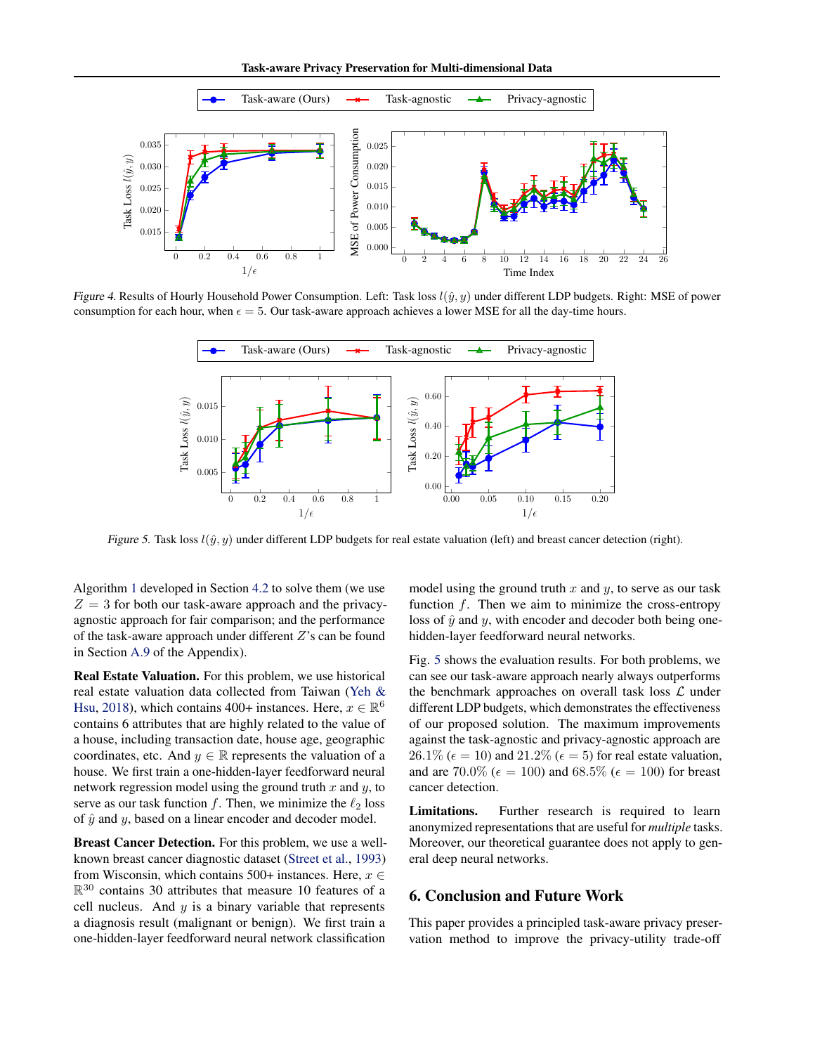*Figure 4.* Results of Hourly Household Power Consumption. Left: Task loss $l(\hat{y}, y)$ under different LDP budgets. Right: MSE of power consumption for each hour, when $\epsilon = 5$. Our task-aware approach achieves a lower MSE for all the day-time hours.

*Figure 5.* Task loss $l(\hat{y}, y)$ under different LDP budgets for real estate valuation (left) and breast cancer detection (right).

Algorithm 1 developed in Section 4.2 to solve them (we use $Z = 3$ for both our task-aware approach and the privacy-agnostic approach for fair comparison; and the performance of the task-aware approach under different $Z$'s can be found in Section A.9 of the Appendix).

**Real Estate Valuation.** For this problem, we use historical real estate valuation data collected from Taiwan (Yeh & Hsu, 2018), which contains 400+ instances. Here, $x \in \mathbb{R}^6$ contains 6 attributes that are highly related to the value of a house, including transaction date, house age, geographic coordinates, etc. And $y \in \mathbb{R}$ represents the valuation of a house. We first train a one-hidden-layer feedforward neural network regression model using the ground truth $x$ and $y$, to serve as our task function $f$. Then, we minimize the $\ell_2$ loss of $\hat{y}$ and $y$, based on a linear encoder and decoder model.

**Breast Cancer Detection.** For this problem, we use a well-known breast cancer diagnostic dataset (Street et al., 1993) from Wisconsin, which contains 500+ instances. Here, $x \in \mathbb{R}^{30}$ contains 30 attributes that measure 10 features of a cell nucleus. And $y$ is a binary variable that represents a diagnosis result (malignant or benign). We first train a one-hidden-layer feedforward neural network classification model using the ground truth $x$ and $y$, to serve as our task function $f$. Then we aim to minimize the cross-entropy loss of $\hat{y}$ and $y$, with encoder and decoder both being one-hidden-layer feedforward neural networks.

Fig. 5 shows the evaluation results. For both problems, we can see our task-aware approach nearly always outperforms the benchmark approaches on overall task loss $\mathcal{L}$ under different LDP budgets, which demonstrates the effectiveness of our proposed solution. The maximum improvements against the task-agnostic and privacy-agnostic approach are 26.1% ($\epsilon = 10$) and 21.2% ($\epsilon = 5$) for real estate valuation, and are 70.0% ($\epsilon = 100$) and 68.5% ($\epsilon = 100$) for breast cancer detection.

**Limitations.** Further research is required to learn anonymized representations that are useful for *multiple* tasks. Moreover, our theoretical guarantee does not apply to general deep neural networks.

## 6. Conclusion and Future Work

This paper provides a principled task-aware privacy preservation method to improve the privacy-utility trade-off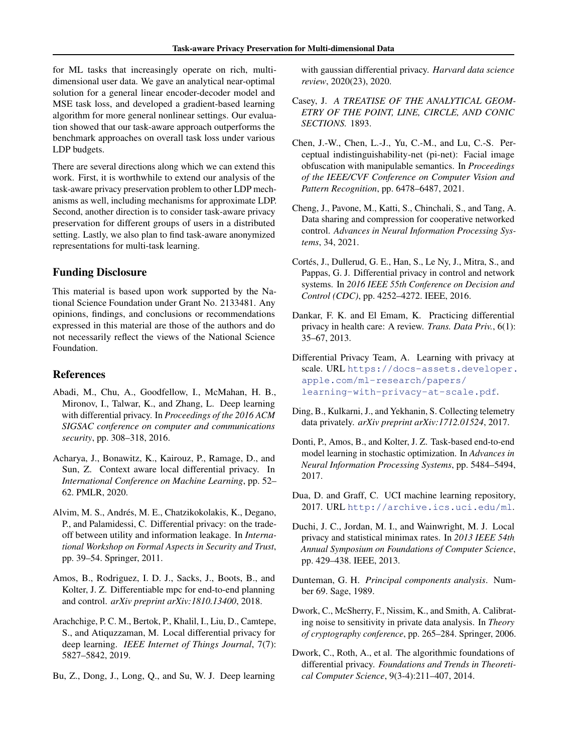for ML tasks that increasingly operate on rich, multi-dimensional user data. We gave an analytical near-optimal solution for a general linear encoder-decoder model and MSE task loss, and developed a gradient-based learning algorithm for more general nonlinear settings. Our evaluation showed that our task-aware approach outperforms the benchmark approaches on overall task loss under various LDP budgets.

There are several directions along which we can extend this work. First, it is worthwhile to extend our analysis of the task-aware privacy preservation problem to other LDP mechanisms as well, including mechanisms for approximate LDP. Second, another direction is to consider task-aware privacy preservation for different groups of users in a distributed setting. Lastly, we also plan to find task-aware anonymized representations for multi-task learning.

## Funding Disclosure

This material is based upon work supported by the National Science Foundation under Grant No. 2133481. Any opinions, findings, and conclusions or recommendations expressed in this material are those of the authors and do not necessarily reflect the views of the National Science Foundation.

## References

Abadi, M., Chu, A., Goodfellow, I., McMahan, H. B., Mironov, I., Talwar, K., and Zhang, L. Deep learning with differential privacy. In *Proceedings of the 2016 ACM SIGSAC conference on computer and communications security*, pp. 308–318, 2016.

Acharya, J., Bonawitz, K., Kairouz, P., Ramage, D., and Sun, Z. Context aware local differential privacy. In *International Conference on Machine Learning*, pp. 52–62. PMLR, 2020.

Alvim, M. S., Andrés, M. E., Chatzikokolakis, K., Degano, P., and Palamidessi, C. Differential privacy: on the trade-off between utility and information leakage. In *International Workshop on Formal Aspects in Security and Trust*, pp. 39–54. Springer, 2011.

Amos, B., Rodriguez, I. D. J., Sacks, J., Boots, B., and Kolter, J. Z. Differentiable mpc for end-to-end planning and control. *arXiv preprint arXiv:1810.13400*, 2018.

Arachchige, P. C. M., Bertok, P., Khalil, I., Liu, D., Camtepe, S., and Atiquzzaman, M. Local differential privacy for deep learning. *IEEE Internet of Things Journal*, 7(7): 5827–5842, 2019.

Bu, Z., Dong, J., Long, Q., and Su, W. J. Deep learning with gaussian differential privacy. *Harvard data science review*, 2020(23), 2020.

Casey, J. *A TREATISE OF THE ANALYTICAL GEOMETRY OF THE POINT, LINE, CIRCLE, AND CONIC SECTIONS.* 1893.

Chen, J.-W., Chen, L.-J., Yu, C.-M., and Lu, C.-S. Perceptual indistinguishability-net (pi-net): Facial image obfuscation with manipulable semantics. In *Proceedings of the IEEE/CVF Conference on Computer Vision and Pattern Recognition*, pp. 6478–6487, 2021.

Cheng, J., Pavone, M., Katti, S., Chinchali, S., and Tang, A. Data sharing and compression for cooperative networked control. *Advances in Neural Information Processing Systems*, 34, 2021.

Cortés, J., Dullerud, G. E., Han, S., Le Ny, J., Mitra, S., and Pappas, G. J. Differential privacy in control and network systems. In *2016 IEEE 55th Conference on Decision and Control (CDC)*, pp. 4252–4272. IEEE, 2016.

Dankar, F. K. and El Emam, K. Practicing differential privacy in health care: A review. *Trans. Data Priv.*, 6(1): 35–67, 2013.

Differential Privacy Team, A. Learning with privacy at scale. URL https://docs-assets.developer.apple.com/ml-research/papers/learning-with-privacy-at-scale.pdf.

Ding, B., Kulkarni, J., and Yekhanin, S. Collecting telemetry data privately. *arXiv preprint arXiv:1712.01524*, 2017.

Donti, P., Amos, B., and Kolter, J. Z. Task-based end-to-end model learning in stochastic optimization. In *Advances in Neural Information Processing Systems*, pp. 5484–5494, 2017.

Dua, D. and Graff, C. UCI machine learning repository, 2017. URL http://archive.ics.uci.edu/ml.

Duchi, J. C., Jordan, M. I., and Wainwright, M. J. Local privacy and statistical minimax rates. In *2013 IEEE 54th Annual Symposium on Foundations of Computer Science*, pp. 429–438. IEEE, 2013.

Dunteman, G. H. *Principal components analysis*. Number 69. Sage, 1989.

Dwork, C., McSherry, F., Nissim, K., and Smith, A. Calibrating noise to sensitivity in private data analysis. In *Theory of cryptography conference*, pp. 265–284. Springer, 2006.

Dwork, C., Roth, A., et al. The algorithmic foundations of differential privacy. *Foundations and Trends in Theoretical Computer Science*, 9(3-4):211–407, 2014.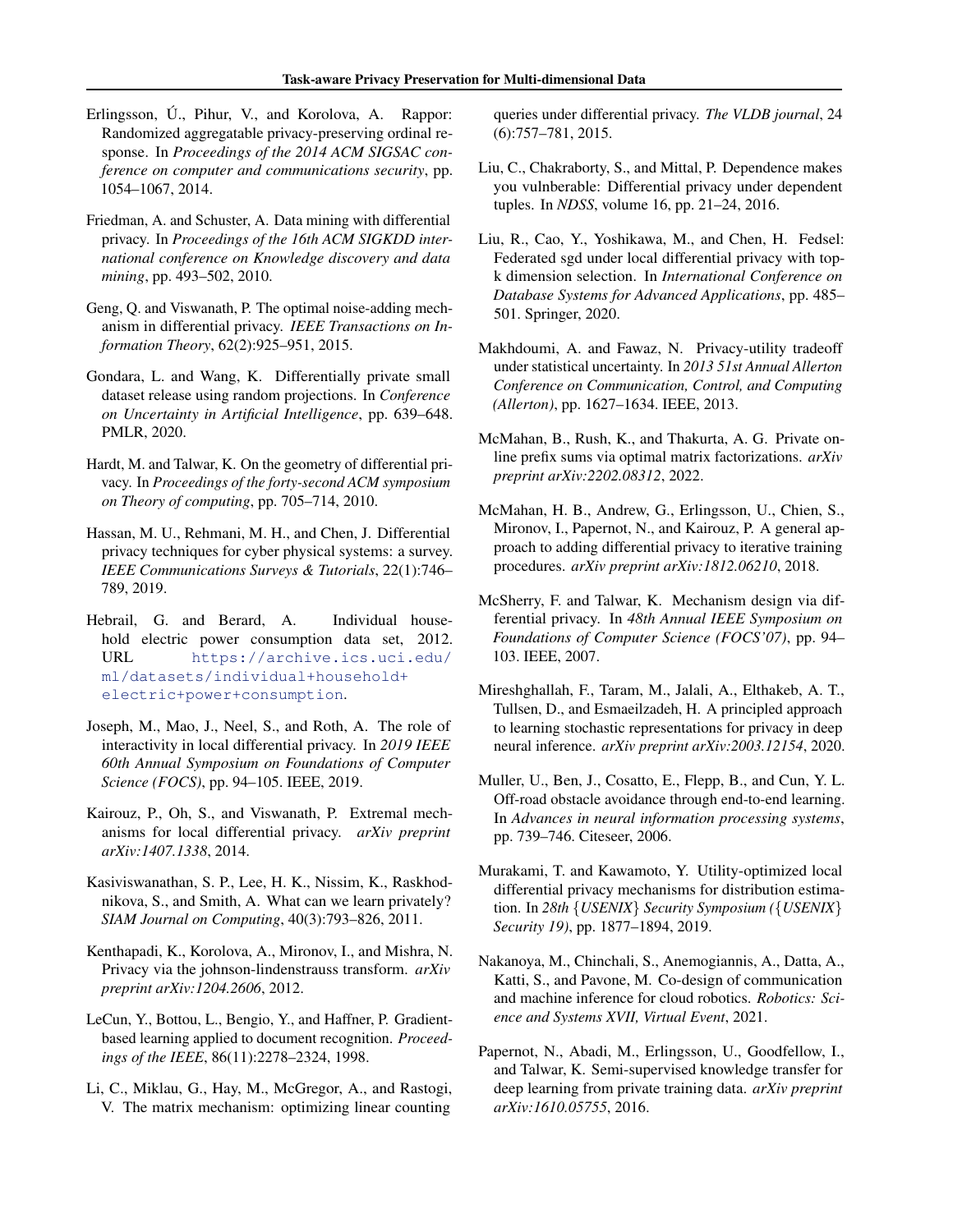Erlingsson, Ú., Pihur, V., and Korolova, A. Rappor: Randomized aggregatable privacy-preserving ordinal response. In *Proceedings of the 2014 ACM SIGSAC conference on computer and communications security*, pp. 1054–1067, 2014.

Friedman, A. and Schuster, A. Data mining with differential privacy. In *Proceedings of the 16th ACM SIGKDD international conference on Knowledge discovery and data mining*, pp. 493–502, 2010.

Geng, Q. and Viswanath, P. The optimal noise-adding mechanism in differential privacy. *IEEE Transactions on Information Theory*, 62(2):925–951, 2015.

Gondara, L. and Wang, K. Differentially private small dataset release using random projections. In *Conference on Uncertainty in Artificial Intelligence*, pp. 639–648. PMLR, 2020.

Hardt, M. and Talwar, K. On the geometry of differential privacy. In *Proceedings of the forty-second ACM symposium on Theory of computing*, pp. 705–714, 2010.

Hassan, M. U., Rehmani, M. H., and Chen, J. Differential privacy techniques for cyber physical systems: a survey. *IEEE Communications Surveys & Tutorials*, 22(1):746–789, 2019.

Hebrail, G. and Berard, A. Individual household electric power consumption data set, 2012. URL https://archive.ics.uci.edu/ml/datasets/individual+household+electric+power+consumption.

Joseph, M., Mao, J., Neel, S., and Roth, A. The role of interactivity in local differential privacy. In *2019 IEEE 60th Annual Symposium on Foundations of Computer Science (FOCS)*, pp. 94–105. IEEE, 2019.

Kairouz, P., Oh, S., and Viswanath, P. Extremal mechanisms for local differential privacy. *arXiv preprint arXiv:1407.1338*, 2014.

Kasiviswanathan, S. P., Lee, H. K., Nissim, K., Raskhodnikova, S., and Smith, A. What can we learn privately? *SIAM Journal on Computing*, 40(3):793–826, 2011.

Kenthapadi, K., Korolova, A., Mironov, I., and Mishra, N. Privacy via the johnson-lindenstrauss transform. *arXiv preprint arXiv:1204.2606*, 2012.

LeCun, Y., Bottou, L., Bengio, Y., and Haffner, P. Gradient-based learning applied to document recognition. *Proceedings of the IEEE*, 86(11):2278–2324, 1998.

Li, C., Miklau, G., Hay, M., McGregor, A., and Rastogi, V. The matrix mechanism: optimizing linear counting queries under differential privacy. *The VLDB journal*, 24 (6):757–781, 2015.

Liu, C., Chakraborty, S., and Mittal, P. Dependence makes you vulnberable: Differential privacy under dependent tuples. In *NDSS*, volume 16, pp. 21–24, 2016.

Liu, R., Cao, Y., Yoshikawa, M., and Chen, H. Fedsel: Federated sgd under local differential privacy with top-k dimension selection. In *International Conference on Database Systems for Advanced Applications*, pp. 485–501. Springer, 2020.

Makhdoumi, A. and Fawaz, N. Privacy-utility tradeoff under statistical uncertainty. In *2013 51st Annual Allerton Conference on Communication, Control, and Computing (Allerton)*, pp. 1627–1634. IEEE, 2013.

McMahan, B., Rush, K., and Thakurta, A. G. Private online prefix sums via optimal matrix factorizations. *arXiv preprint arXiv:2202.08312*, 2022.

McMahan, H. B., Andrew, G., Erlingsson, U., Chien, S., Mironov, I., Papernot, N., and Kairouz, P. A general approach to adding differential privacy to iterative training procedures. *arXiv preprint arXiv:1812.06210*, 2018.

McSherry, F. and Talwar, K. Mechanism design via differential privacy. In *48th Annual IEEE Symposium on Foundations of Computer Science (FOCS'07)*, pp. 94–103. IEEE, 2007.

Mireshghallah, F., Taram, M., Jalali, A., Elthakeb, A. T., Tullsen, D., and Esmaeilzadeh, H. A principled approach to learning stochastic representations for privacy in deep neural inference. *arXiv preprint arXiv:2003.12154*, 2020.

Muller, U., Ben, J., Cosatto, E., Flepp, B., and Cun, Y. L. Off-road obstacle avoidance through end-to-end learning. In *Advances in neural information processing systems*, pp. 739–746. Citeseer, 2006.

Murakami, T. and Kawamoto, Y. Utility-optimized local differential privacy mechanisms for distribution estimation. In *28th {USENIX} Security Symposium ({USENIX} Security 19)*, pp. 1877–1894, 2019.

Nakanoya, M., Chinchali, S., Anemogiannis, A., Datta, A., Katti, S., and Pavone, M. Co-design of communication and machine inference for cloud robotics. *Robotics: Science and Systems XVII, Virtual Event*, 2021.

Papernot, N., Abadi, M., Erlingsson, U., Goodfellow, I., and Talwar, K. Semi-supervised knowledge transfer for deep learning from private training data. *arXiv preprint arXiv:1610.05755*, 2016.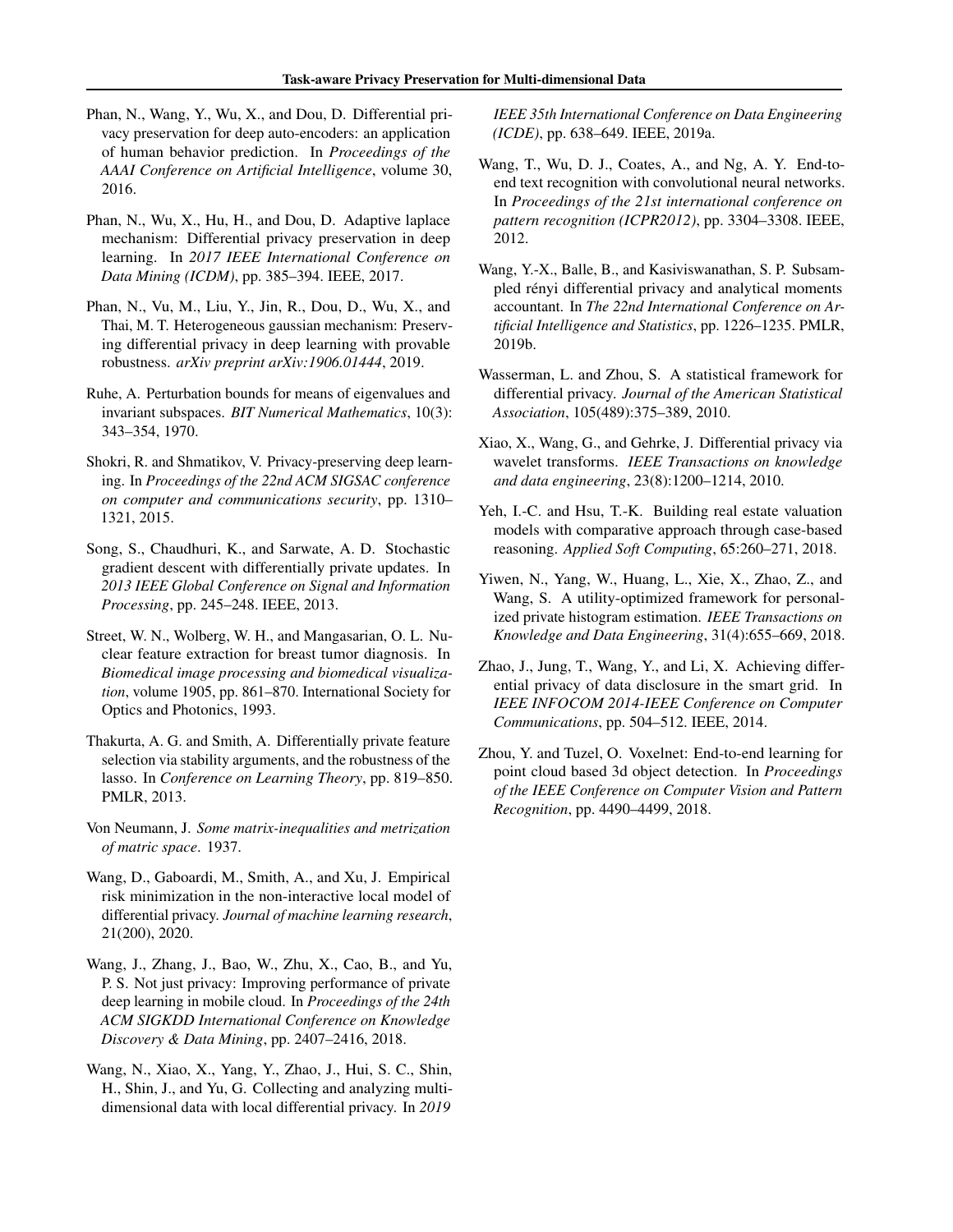Phan, N., Wang, Y., Wu, X., and Dou, D. Differential privacy preservation for deep auto-encoders: an application of human behavior prediction. In *Proceedings of the AAAI Conference on Artificial Intelligence*, volume 30, 2016.

Phan, N., Wu, X., Hu, H., and Dou, D. Adaptive laplace mechanism: Differential privacy preservation in deep learning. In *2017 IEEE International Conference on Data Mining (ICDM)*, pp. 385–394. IEEE, 2017.

Phan, N., Vu, M., Liu, Y., Jin, R., Dou, D., Wu, X., and Thai, M. T. Heterogeneous gaussian mechanism: Preserving differential privacy in deep learning with provable robustness. *arXiv preprint arXiv:1906.01444*, 2019.

Ruhe, A. Perturbation bounds for means of eigenvalues and invariant subspaces. *BIT Numerical Mathematics*, 10(3): 343–354, 1970.

Shokri, R. and Shmatikov, V. Privacy-preserving deep learning. In *Proceedings of the 22nd ACM SIGSAC conference on computer and communications security*, pp. 1310–1321, 2015.

Song, S., Chaudhuri, K., and Sarwate, A. D. Stochastic gradient descent with differentially private updates. In *2013 IEEE Global Conference on Signal and Information Processing*, pp. 245–248. IEEE, 2013.

Street, W. N., Wolberg, W. H., and Mangasarian, O. L. Nuclear feature extraction for breast tumor diagnosis. In *Biomedical image processing and biomedical visualization*, volume 1905, pp. 861–870. International Society for Optics and Photonics, 1993.

Thakurta, A. G. and Smith, A. Differentially private feature selection via stability arguments, and the robustness of the lasso. In *Conference on Learning Theory*, pp. 819–850. PMLR, 2013.

Von Neumann, J. *Some matrix-inequalities and metrization of matric space*. 1937.

Wang, D., Gaboardi, M., Smith, A., and Xu, J. Empirical risk minimization in the non-interactive local model of differential privacy. *Journal of machine learning research*, 21(200), 2020.

Wang, J., Zhang, J., Bao, W., Zhu, X., Cao, B., and Yu, P. S. Not just privacy: Improving performance of private deep learning in mobile cloud. In *Proceedings of the 24th ACM SIGKDD International Conference on Knowledge Discovery & Data Mining*, pp. 2407–2416, 2018.

Wang, N., Xiao, X., Yang, Y., Zhao, J., Hui, S. C., Shin, H., Shin, J., and Yu, G. Collecting and analyzing multidimensional data with local differential privacy. In *2019 IEEE 35th International Conference on Data Engineering (ICDE)*, pp. 638–649. IEEE, 2019a.

Wang, T., Wu, D. J., Coates, A., and Ng, A. Y. End-to-end text recognition with convolutional neural networks. In *Proceedings of the 21st international conference on pattern recognition (ICPR2012)*, pp. 3304–3308. IEEE, 2012.

Wang, Y.-X., Balle, B., and Kasiviswanathan, S. P. Subsampled rényi differential privacy and analytical moments accountant. In *The 22nd International Conference on Artificial Intelligence and Statistics*, pp. 1226–1235. PMLR, 2019b.

Wasserman, L. and Zhou, S. A statistical framework for differential privacy. *Journal of the American Statistical Association*, 105(489):375–389, 2010.

Xiao, X., Wang, G., and Gehrke, J. Differential privacy via wavelet transforms. *IEEE Transactions on knowledge and data engineering*, 23(8):1200–1214, 2010.

Yeh, I.-C. and Hsu, T.-K. Building real estate valuation models with comparative approach through case-based reasoning. *Applied Soft Computing*, 65:260–271, 2018.

Yiwen, N., Yang, W., Huang, L., Xie, X., Zhao, Z., and Wang, S. A utility-optimized framework for personalized private histogram estimation. *IEEE Transactions on Knowledge and Data Engineering*, 31(4):655–669, 2018.

Zhao, J., Jung, T., Wang, Y., and Li, X. Achieving differential privacy of data disclosure in the smart grid. In *IEEE INFOCOM 2014-IEEE Conference on Computer Communications*, pp. 504–512. IEEE, 2014.

Zhou, Y. and Tuzel, O. Voxelnet: End-to-end learning for point cloud based 3d object detection. In *Proceedings of the IEEE Conference on Computer Vision and Pattern Recognition*, pp. 4490–4499, 2018.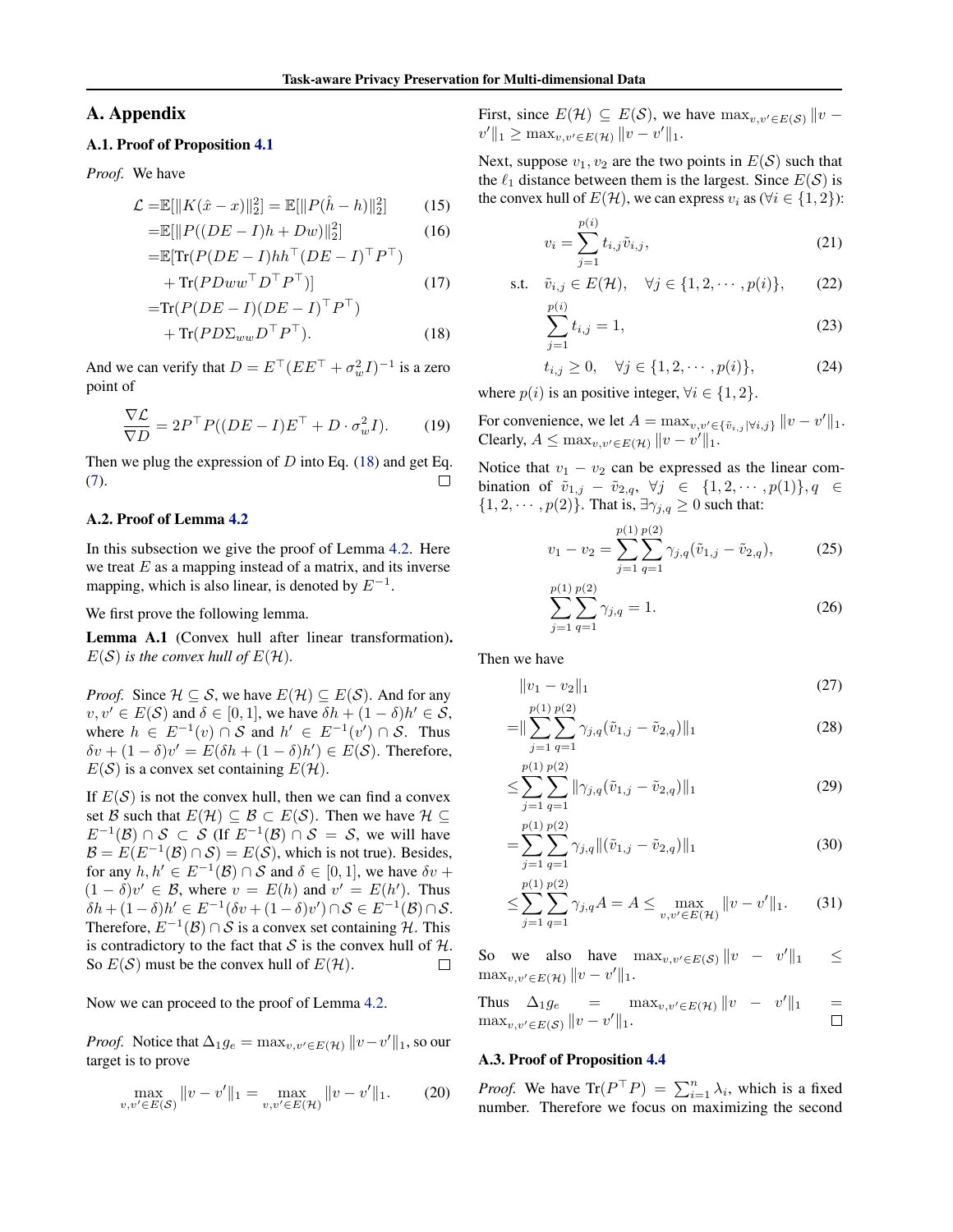# A. Appendix

## A.1. Proof of Proposition 4.1

*Proof.* We have

$$
\begin{aligned}
\mathcal{L} =& \mathbb{E}[\|K(\hat{x} - x)\|_2^2] = \mathbb{E}[\|P(\hat{h} - h)\|_2^2] \quad (15)\\
=& \mathbb{E}[\|P((DE - I)h + Dw)\|_2^2] \quad (16)\\
=& \mathbb{E}[\mathrm{Tr}(P(DE - I)hh^\top (DE - I)^\top P^\top)\\
&+ \mathrm{Tr}(PDww^\top D^\top P^\top)] \quad (17)\\
=& \mathrm{Tr}(P(DE - I)(DE - I)^\top P^\top)\\
&+ \mathrm{Tr}(PD\Sigma_{ww} D^\top P^\top). \quad (18)
\end{aligned}
$$

And we can verify that $D = E^\top (EE^\top + \sigma_w^2 I)^{-1}$ is a zero point of

$$
\frac{\nabla \mathcal{L}}{\nabla D} = 2P^\top P((DE - I)E^\top + D \cdot \sigma_w^2 I). \quad (19)
$$

Then we plug the expression of $D$ into Eq. (18) and get Eq. (7). ◻

## A.2. Proof of Lemma 4.2

In this subsection we give the proof of Lemma 4.2. Here we treat $E$ as a mapping instead of a matrix, and its inverse mapping, which is also linear, is denoted by $E^{-1}$.

We first prove the following lemma.

**Lemma A.1** (Convex hull after linear transformation). *$E(\mathcal{S})$ is the convex hull of $E(\mathcal{H})$.*

*Proof.* Since $\mathcal{H} \subseteq \mathcal{S}$, we have $E(\mathcal{H}) \subseteq E(\mathcal{S})$. And for any $v, v' \in E(\mathcal{S})$ and $\delta \in [0, 1]$, we have $\delta h + (1 - \delta)h' \in \mathcal{S}$, where $h \in E^{-1}(v) \cap \mathcal{S}$ and $h' \in E^{-1}(v') \cap \mathcal{S}$. Thus $\delta v + (1-\delta)v' = E(\delta h + (1-\delta)h') \in E(\mathcal{S})$. Therefore, $E(\mathcal{S})$ is a convex set containing $E(\mathcal{H})$.

If $E(\mathcal{S})$ is not the convex hull, then we can find a convex set $\mathcal{B}$ such that $E(\mathcal{H}) \subseteq \mathcal{B} \subset E(\mathcal{S})$. Then we have $\mathcal{H} \subseteq E^{-1}(\mathcal{B}) \cap \mathcal{S} \subset \mathcal{S}$ (If $E^{-1}(\mathcal{B}) \cap \mathcal{S} = \mathcal{S}$, we will have $\mathcal{B} = E(E^{-1}(\mathcal{B}) \cap \mathcal{S}) = E(\mathcal{S})$, which is not true). Besides, for any $h, h' \in E^{-1}(\mathcal{B}) \cap \mathcal{S}$ and $\delta \in [0, 1]$, we have $\delta v + (1 - \delta)v' \in \mathcal{B}$, where $v = E(h)$ and $v' = E(h')$. Thus $\delta h + (1-\delta)h' \in E^{-1}(\delta v + (1-\delta)v') \cap \mathcal{S} \in E^{-1}(\mathcal{B}) \cap \mathcal{S}$. Therefore, $E^{-1}(\mathcal{B}) \cap \mathcal{S}$ is a convex set containing $\mathcal{H}$. This is contradictory to the fact that $\mathcal{S}$ is the convex hull of $\mathcal{H}$. So $E(\mathcal{S})$ must be the convex hull of $E(\mathcal{H})$. ◻

Now we can proceed to the proof of Lemma 4.2.

*Proof.* Notice that $\Delta_1 g_e = \max_{v,v' \in E(\mathcal{H})} \|v - v'\|_1$, so our target is to prove

$$
\max_{v,v' \in E(\mathcal{S})} \|v - v'\|_1 = \max_{v,v' \in E(\mathcal{H})} \|v - v'\|_1. \quad (20)
$$

First, since $E(\mathcal{H}) \subseteq E(\mathcal{S})$, we have $\max_{v,v' \in E(\mathcal{S})} \|v - v'\|_1 \geq \max_{v,v' \in E(\mathcal{H})} \|v - v'\|_1$.

Next, suppose $v_1, v_2$ are the two points in $E(\mathcal{S})$ such that the $\ell_1$ distance between them is the largest. Since $E(\mathcal{S})$ is the convex hull of $E(\mathcal{H})$, we can express $v_i$ as ($\forall i \in \{1, 2\}$):

$$
v_i = \sum_{j=1}^{p(i)} t_{i,j} \tilde{v}_{i,j}, \quad (21)
$$

$$
\text{s.t.} \quad \tilde{v}_{i,j} \in E(\mathcal{H}), \quad \forall j \in \{1, 2, \cdots, p(i)\}, \quad (22)
$$

$$
\sum_{j=1}^{p(i)} t_{i,j} = 1, \quad (23)
$$

$$
t_{i,j} \geq 0, \quad \forall j \in \{1, 2, \cdots, p(i)\}, \quad (24)
$$

where $p(i)$ is an positive integer, $\forall i \in \{1, 2\}$.

For convenience, we let $A = \max_{v,v' \in \{\tilde{v}_{i,j} | \forall i,j\}} \|v - v'\|_1$. Clearly, $A \leq \max_{v,v' \in E(\mathcal{H})} \|v - v'\|_1$.

Notice that $v_1 - v_2$ can be expressed as the linear combination of $\tilde{v}_{1,j} - \tilde{v}_{2,q}$, $\forall j \in \{1, 2, \cdots, p(1)\}, q \in \{1, 2, \cdots, p(2)\}$. That is, $\exists \gamma_{j,q} \geq 0$ such that:

$$
v_1 - v_2 = \sum_{j=1}^{p(1)} \sum_{q=1}^{p(2)} \gamma_{j,q} (\tilde{v}_{1,j} - \tilde{v}_{2,q}), \quad (25)
$$

$$
\sum_{j=1}^{p(1)} \sum_{q=1}^{p(2)} \gamma_{j,q} = 1. \quad (26)
$$

Then we have

$$
\begin{aligned}
&\|v_1 - v_2\|_1 \quad (27)\\
=& \|\sum_{j=1}^{p(1)} \sum_{q=1}^{p(2)} \gamma_{j,q} (\tilde{v}_{1,j} - \tilde{v}_{2,q})\|_1 \quad (28)\\
\leq& \sum_{j=1}^{p(1)} \sum_{q=1}^{p(2)} \|\gamma_{j,q} (\tilde{v}_{1,j} - \tilde{v}_{2,q})\|_1 \quad (29)\\
=& \sum_{j=1}^{p(1)} \sum_{q=1}^{p(2)} \gamma_{j,q} \|(\tilde{v}_{1,j} - \tilde{v}_{2,q})\|_1 \quad (30)\\
\leq& \sum_{j=1}^{p(1)} \sum_{q=1}^{p(2)} \gamma_{j,q} A = A \leq \max_{v,v' \in E(\mathcal{H})} \|v - v'\|_1. \quad (31)
\end{aligned}
$$

So we also have $\max_{v,v' \in E(\mathcal{S})} \|v - v'\|_1 \leq \max_{v,v' \in E(\mathcal{H})} \|v - v'\|_1$.

Thus $\Delta_1 g_e = \max_{v,v' \in E(\mathcal{H})} \|v - v'\|_1 = \max_{v,v' \in E(\mathcal{S})} \|v - v'\|_1$. ◻

## A.3. Proof of Proposition 4.4

*Proof.* We have $\mathrm{Tr}(P^\top P) = \sum_{i=1}^n \lambda_i$, which is a fixed number. Therefore we focus on maximizing the second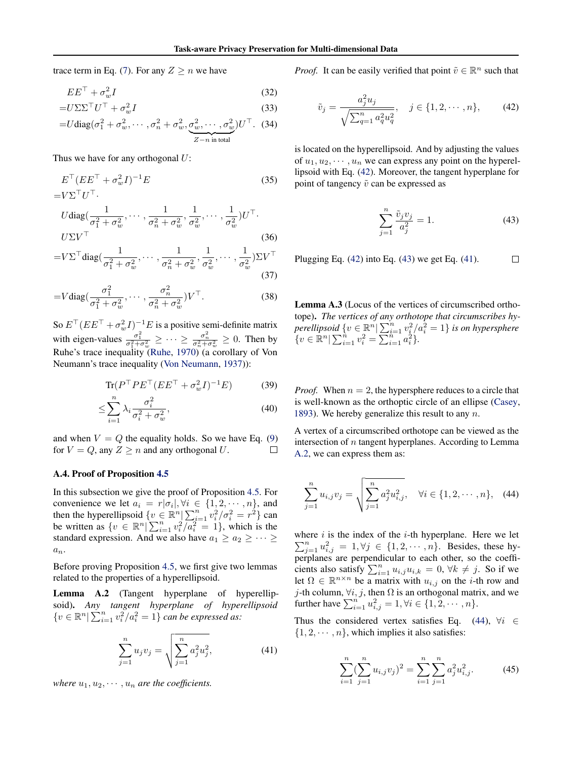trace term in Eq. (7). For any $Z \geq n$ we have

$$
\begin{aligned}
& EE^\top + \sigma_w^2 I & (32)\\
=& U\Sigma\Sigma^\top U^\top + \sigma_w^2 I & (33)\\
=& U\mathrm{diag}(\sigma_1^2+\sigma_w^2, \cdots, \sigma_n^2+\sigma_w^2, \underbrace{\sigma_w^2, \cdots, \sigma_w^2}_{Z-n \text{ in total}})U^\top. & (34)
\end{aligned}
$$

Thus we have for any orthogonal $U$:

$$
\begin{aligned}
& E^\top(EE^\top + \sigma_w^2 I)^{-1}E & (35)\\
=& V\Sigma^\top U^\top \cdot \\
& U\mathrm{diag}(\frac{1}{\sigma_1^2+\sigma_w^2}, \cdots, \frac{1}{\sigma_n^2+\sigma_w^2}, \frac{1}{\sigma_w^2}, \cdots, \frac{1}{\sigma_w^2})U^\top \cdot \\
& U\Sigma V^\top & (36)\\
=& V\Sigma^\top \mathrm{diag}(\frac{1}{\sigma_1^2+\sigma_w^2}, \cdots, \frac{1}{\sigma_n^2+\sigma_w^2}, \frac{1}{\sigma_w^2}, \cdots, \frac{1}{\sigma_w^2})\Sigma V^\top & (37)\\
=& V\mathrm{diag}(\frac{\sigma_1^2}{\sigma_1^2+\sigma_w^2}, \cdots, \frac{\sigma_n^2}{\sigma_n^2+\sigma_w^2})V^\top. & (38)
\end{aligned}
$$

So $E^\top(EE^\top + \sigma_w^2 I)^{-1}E$ is a positive semi-definite matrix with eigen-values $\frac{\sigma_1^2}{\sigma_1^2+\sigma_w^2} \geq \cdots \geq \frac{\sigma_n^2}{\sigma_n^2+\sigma_w^2} \geq 0$. Then by Ruhe's trace inequality (Ruhe, 1970) (a corollary of Von Neumann's trace inequality (Von Neumann, 1937)):

$$
\begin{aligned}
& \mathrm{Tr}(P^\top PE^\top(EE^\top + \sigma_w^2 I)^{-1}E) & (39)\\
\leq & \sum_{i=1}^n \lambda_i \frac{\sigma_i^2}{\sigma_i^2+\sigma_w^2}, & (40)
\end{aligned}
$$

and when $V = Q$ the equality holds. So we have Eq. (9) for $V = Q$, any $Z \geq n$ and any orthogonal $U$. $\square$

### A.4. Proof of Proposition 4.5

In this subsection we give the proof of Proposition 4.5. For convenience we let $a_i = r|\sigma_i|, \forall i \in \{1, 2, \cdots, n\}$, and then the hyperellipsoid $\{v \in \mathbb{R}^n | \sum_{i=1}^n v_i^2/\sigma_i^2 = r^2\}$ can be written as $\{v \in \mathbb{R}^n | \sum_{i=1}^n v_i^2/a_i^2 = 1\}$, which is the standard expression. And we also have $a_1 \geq a_2 \geq \cdots \geq a_n$.

Before proving Proposition 4.5, we first give two lemmas related to the properties of a hyperellipsoid.

**Lemma A.2** (Tangent hyperplane of hyperellipsoid)**.** *Any tangent hyperplane of hyperellipsoid $\{v \in \mathbb{R}^n | \sum_{i=1}^n v_i^2/a_i^2 = 1\}$ can be expressed as:*

$$
\sum_{j=1}^n u_j v_j = \sqrt{\sum_{j=1}^n a_j^2 u_j^2}, \tag{41}
$$

*where $u_1, u_2, \cdots, u_n$ are the coefficients.*

*Proof.* It can be easily verified that point $\tilde{v} \in \mathbb{R}^n$ such that

$$
\tilde{v}_j = \frac{a_j^2 u_j}{\sqrt{\sum_{q=1}^n a_q^2 u_q^2}}, \quad j \in \{1, 2, \cdots, n\}, \tag{42}
$$

is located on the hyperellipsoid. And by adjusting the values of $u_1, u_2, \cdots, u_n$ we can express any point on the hyperellipsoid with Eq. (42). Moreover, the tangent hyperplane for point of tangency $\tilde{v}$ can be expressed as

$$
\sum_{j=1}^n \frac{\tilde{v}_j v_j}{a_j^2} = 1. \tag{43}
$$

Plugging Eq. (42) into Eq. (43) we get Eq. (41). $\square$

**Lemma A.3** (Locus of the vertices of circumscribed orthotope)**.** *The vertices of any orthotope that circumscribes hyperellipsoid $\{v \in \mathbb{R}^n | \sum_{i=1}^n v_i^2/a_i^2 = 1\}$ is on hypersphere $\{v \in \mathbb{R}^n | \sum_{i=1}^n v_i^2 = \sum_{i=1}^n a_i^2\}$.*

*Proof.* When $n = 2$, the hypersphere reduces to a circle that is well-known as the orthoptic circle of an ellipse (Casey, 1893). We hereby generalize this result to any $n$.

A vertex of a circumscribed orthotope can be viewed as the intersection of $n$ tangent hyperplanes. According to Lemma A.2, we can express them as:

$$
\sum_{j=1}^n u_{i,j} v_j = \sqrt{\sum_{j=1}^n a_j^2 u_{i,j}^2}, \quad \forall i \in \{1, 2, \cdots, n\}, \tag{44}
$$

where $i$ is the index of the $i$-th hyperplane. Here we let $\sum_{j=1}^n u_{i,j}^2 = 1, \forall j \in \{1, 2, \cdots, n\}$. Besides, these hyperplanes are perpendicular to each other, so the coefficients also satisfy $\sum_{j=1}^n u_{i,j} u_{i,k} = 0, \forall k \neq j$. So if we let $\Omega \in \mathbb{R}^{n \times n}$ be a matrix with $u_{i,j}$ on the $i$-th row and $j$-th column, $\forall i, j$, then $\Omega$ is an orthogonal matrix, and we further have $\sum_{i=1}^n u_{i,j}^2 = 1, \forall i \in \{1, 2, \cdots, n\}$.

Thus the considered vertex satisfies Eq. (44), $\forall i \in \{1, 2, \cdots, n\}$, which implies it also satisfies:

$$
\sum_{i=1}^n (\sum_{j=1}^n u_{i,j} v_j)^2 = \sum_{i=1}^n \sum_{j=1}^n a_j^2 u_{i,j}^2. \tag{45}
$$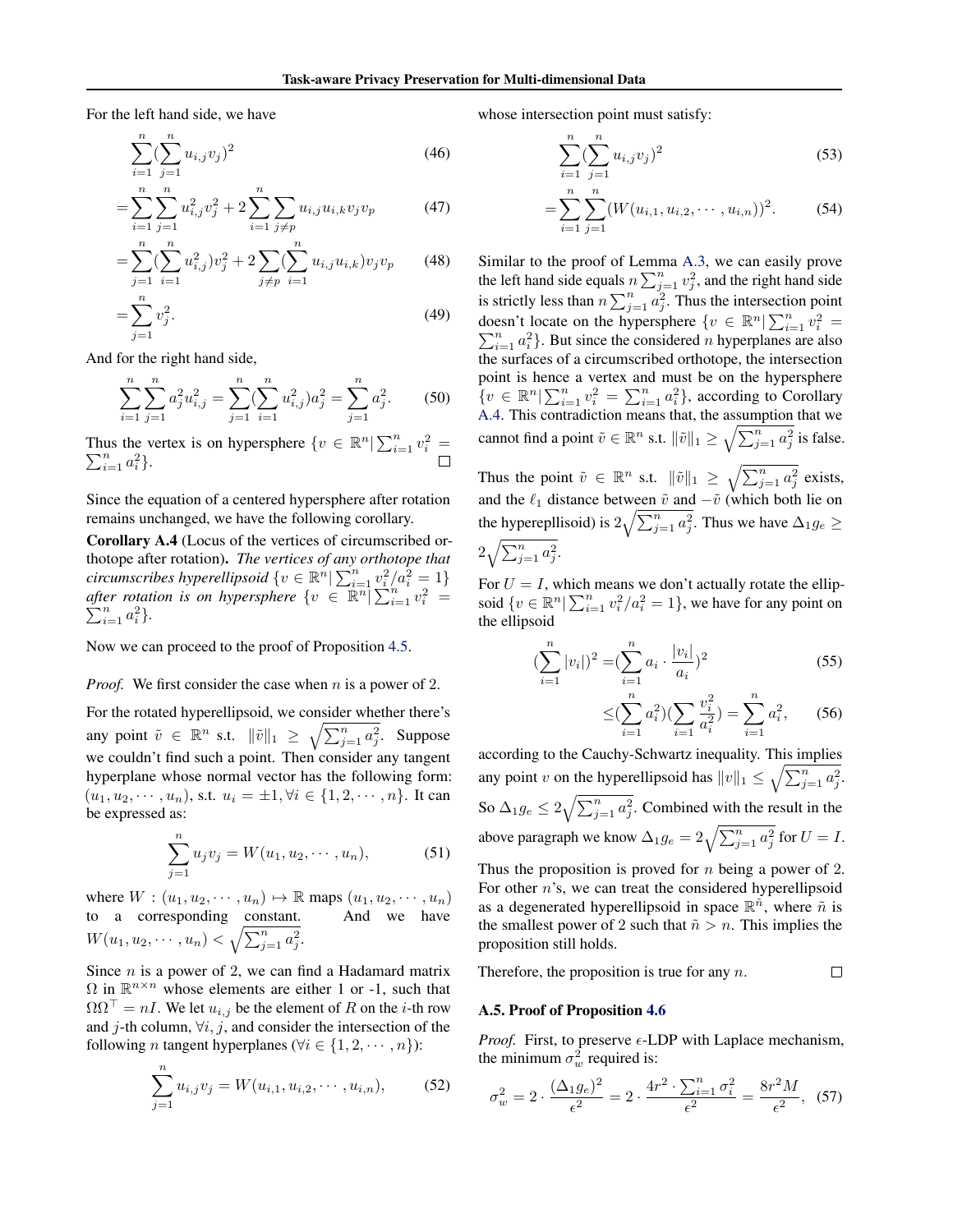For the left hand side, we have

$$\sum_{i=1}^{n}(\sum_{j=1}^{n} u_{i,j}v_j)^2 \tag{46}$$

$$=\sum_{i=1}^{n}\sum_{j=1}^{n} u_{i,j}^2 v_j^2 + 2\sum_{i=1}^{n}\sum_{j\neq p} u_{i,j}u_{i,k}v_j v_p \tag{47}$$

$$=\sum_{j=1}^{n}(\sum_{i=1}^{n} u_{i,j}^2)v_j^2 + 2\sum_{j\neq p}(\sum_{i=1}^{n} u_{i,j}u_{i,k})v_j v_p \tag{48}$$

$$=\sum_{j=1}^{n} v_j^2. \tag{49}$$

And for the right hand side,

$$\sum_{i=1}^{n}\sum_{j=1}^{n} a_j^2 u_{i,j}^2 = \sum_{j=1}^{n}(\sum_{i=1}^{n} u_{i,j}^2)a_j^2 = \sum_{j=1}^{n} a_j^2. \tag{50}$$

Thus the vertex is on hypersphere $\{v \in \mathbb{R}^n | \sum_{i=1}^n v_i^2 = \sum_{i=1}^n a_i^2\}$. $\square$

Since the equation of a centered hypersphere after rotation remains unchanged, we have the following corollary.

**Corollary A.4** (Locus of the vertices of circumscribed orthotope after rotation). *The vertices of any orthotope that circumscribes hyperellipsoid $\{v \in \mathbb{R}^n | \sum_{i=1}^n v_i^2/a_i^2 = 1\}$ after rotation is on hypersphere $\{v \in \mathbb{R}^n | \sum_{i=1}^n v_i^2 = \sum_{i=1}^n a_i^2\}$.*

Now we can proceed to the proof of Proposition 4.5.

*Proof.* We first consider the case when $n$ is a power of 2.

For the rotated hyperellipsoid, we consider whether there's any point $\tilde{v} \in \mathbb{R}^n$ s.t. $\|\tilde{v}\|_1 \geq \sqrt{\sum_{j=1}^n a_j^2}$. Suppose we couldn't find such a point. Then consider any tangent hyperplane whose normal vector has the following form: $(u_1, u_2, \cdots, u_n)$, s.t. $u_i = \pm 1, \forall i \in \{1, 2, \cdots, n\}$. It can be expressed as:

$$\sum_{j=1}^{n} u_j v_j = W(u_1, u_2, \cdots, u_n), \tag{51}$$

where $W : (u_1, u_2, \cdots, u_n) \mapsto \mathbb{R}$ maps $(u_1, u_2, \cdots, u_n)$ to a corresponding constant. And we have $W(u_1, u_2, \cdots, u_n) < \sqrt{\sum_{j=1}^n a_j^2}$.

Since $n$ is a power of 2, we can find a Hadamard matrix $\Omega$ in $\mathbb{R}^{n\times n}$ whose elements are either 1 or -1, such that $\Omega\Omega^\top = nI$. We let $u_{i,j}$ be the element of $R$ on the $i$-th row and $j$-th column, $\forall i, j$, and consider the intersection of the following $n$ tangent hyperplanes ($\forall i \in \{1, 2, \cdots, n\}$):

$$\sum_{j=1}^{n} u_{i,j}v_j = W(u_{i,1}, u_{i,2}, \cdots, u_{i,n}), \tag{52}$$

whose intersection point must satisfy:

$$\sum_{i=1}^{n}(\sum_{j=1}^{n} u_{i,j}v_j)^2 \tag{53}$$

$$=\sum_{i=1}^{n}\sum_{j=1}^{n}(W(u_{i,1}, u_{i,2}, \cdots, u_{i,n}))^2. \tag{54}$$

Similar to the proof of Lemma A.3, we can easily prove the left hand side equals $n\sum_{j=1}^n v_j^2$, and the right hand side is strictly less than $n\sum_{j=1}^n a_j^2$. Thus the intersection point doesn't locate on the hypersphere $\{v \in \mathbb{R}^n | \sum_{i=1}^n v_i^2 = \sum_{i=1}^n a_i^2\}$. But since the considered $n$ hyperplanes are also the surfaces of a circumscribed orthotope, the intersection point is hence a vertex and must be on the hypersphere $\{v \in \mathbb{R}^n | \sum_{i=1}^n v_i^2 = \sum_{i=1}^n a_i^2\}$, according to Corollary A.4. This contradiction means that, the assumption that we cannot find a point $\tilde{v} \in \mathbb{R}^n$ s.t. $\|\tilde{v}\|_1 \geq \sqrt{\sum_{j=1}^n a_j^2}$ is false.

Thus the point $\tilde{v} \in \mathbb{R}^n$ s.t. $\|\tilde{v}\|_1 \geq \sqrt{\sum_{j=1}^n a_j^2}$ exists, and the $\ell_1$ distance between $\tilde{v}$ and $-\tilde{v}$ (which both lie on the hyperepllisoid) is $2\sqrt{\sum_{j=1}^n a_j^2}$. Thus we have $\Delta_1 g_e \geq 2\sqrt{\sum_{j=1}^n a_j^2}$.

For $U = I$, which means we don't actually rotate the ellipsoid $\{v \in \mathbb{R}^n | \sum_{i=1}^n v_i^2/a_i^2 = 1\}$, we have for any point on the ellipsoid

$$(\sum_{i=1}^{n}|v_i|)^2 = (\sum_{i=1}^{n} a_i \cdot \frac{|v_i|}{a_i})^2 \tag{55}$$

$$\leq (\sum_{i=1}^{n} a_i^2)(\sum_{i=1}^{n}\frac{v_i^2}{a_i^2}) = \sum_{i=1}^{n} a_i^2, \tag{56}$$

according to the Cauchy-Schwartz inequality. This implies any point $v$ on the hyperellipsoid has $\|v\|_1 \leq \sqrt{\sum_{j=1}^n a_j^2}$. So $\Delta_1 g_e \leq 2\sqrt{\sum_{j=1}^n a_j^2}$. Combined with the result in the above paragraph we know $\Delta_1 g_e = 2\sqrt{\sum_{j=1}^n a_j^2}$ for $U = I$.

Thus the proposition is proved for $n$ being a power of 2. For other $n$'s, we can treat the considered hyperellipsoid as a degenerated hyperellipsoid in space $\mathbb{R}^{\tilde{n}}$, where $\tilde{n}$ is the smallest power of 2 such that $\tilde{n} > n$. This implies the proposition still holds.

Therefore, the proposition is true for any $n$. $\square$

### A.5. Proof of Proposition 4.6

*Proof.* First, to preserve $\epsilon$-LDP with Laplace mechanism, the minimum $\sigma_w^2$ required is:

$$\sigma_w^2 = 2 \cdot \frac{(\Delta_1 g_e)^2}{\epsilon^2} = 2 \cdot \frac{4r^2 \cdot \sum_{i=1}^n \sigma_i^2}{\epsilon^2} = \frac{8r^2 M}{\epsilon^2}, \tag{57}$$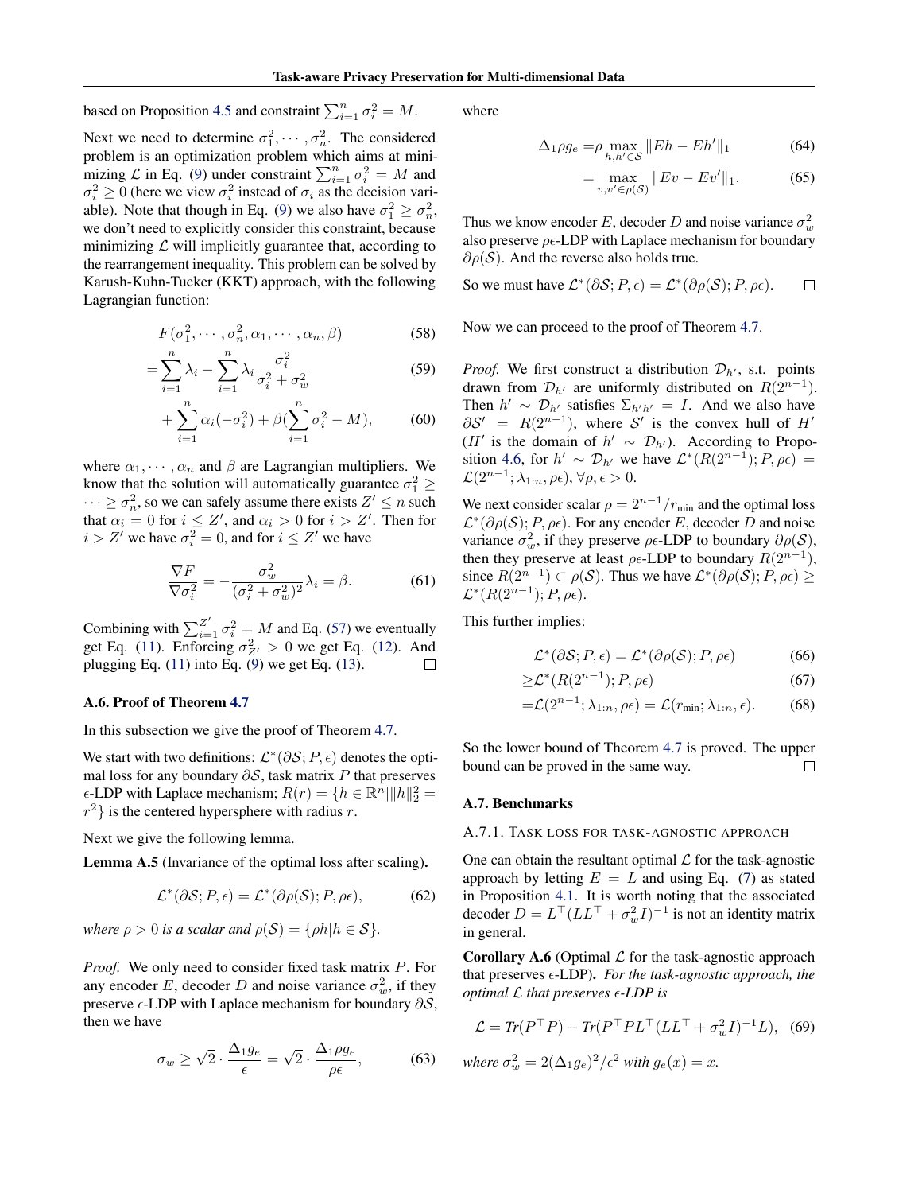based on Proposition 4.5 and constraint $\sum_{i=1}^n \sigma_i^2 = M$.

Next we need to determine $\sigma_1^2, \cdots, \sigma_n^2$. The considered problem is an optimization problem which aims at minimizing $\mathcal{L}$ in Eq. (9) under constraint $\sum_{i=1}^n \sigma_i^2 = M$ and $\sigma_i^2 \geq 0$ (here we view $\sigma_i^2$ instead of $\sigma_i$ as the decision variable). Note that though in Eq. (9) we also have $\sigma_1^2 \geq \sigma_n^2$, we don't need to explicitly consider this constraint, because minimizing $\mathcal{L}$ will implicitly guarantee that, according to the rearrangement inequality. This problem can be solved by Karush-Kuhn-Tucker (KKT) approach, with the following Lagrangian function:

$$F(\sigma_1^2, \cdots, \sigma_n^2, \alpha_1, \cdots, \alpha_n, \beta) \tag{58}$$

$$= \sum_{i=1}^n \lambda_i - \sum_{i=1}^n \lambda_i \frac{\sigma_i^2}{\sigma_i^2 + \sigma_w^2} \tag{59}$$

$$+ \sum_{i=1}^n \alpha_i(-\sigma_i^2) + \beta(\sum_{i=1}^n \sigma_i^2 - M), \tag{60}$$

where $\alpha_1, \cdots, \alpha_n$ and $\beta$ are Lagrangian multipliers. We know that the solution will automatically guarantee $\sigma_1^2 \geq \cdots \geq \sigma_n^2$, so we can safely assume there exists $Z' \leq n$ such that $\alpha_i = 0$ for $i \leq Z'$, and $\alpha_i > 0$ for $i > Z'$. Then for $i > Z'$ we have $\sigma_i^2 = 0$, and for $i \leq Z'$ we have

$$\frac{\nabla F}{\nabla \sigma_i^2} = -\frac{\sigma_w^2}{(\sigma_i^2 + \sigma_w^2)^2} \lambda_i = \beta. \tag{61}$$

Combining with $\sum_{i=1}^{Z'} \sigma_i^2 = M$ and Eq. (57) we eventually get Eq. (11). Enforcing $\sigma_{Z'}^2 > 0$ we get Eq. (12). And plugging Eq. (11) into Eq. (9) we get Eq. (13). $\square$

### A.6. Proof of Theorem 4.7

In this subsection we give the proof of Theorem 4.7.

We start with two definitions: $\mathcal{L}^*(\partial \mathcal{S}; P, \epsilon)$ denotes the optimal loss for any boundary $\partial \mathcal{S}$, task matrix $P$ that preserves $\epsilon$-LDP with Laplace mechanism; $R(r) = \{h \in \mathbb{R}^n | \|h\|_2^2 = r^2\}$ is the centered hypersphere with radius $r$.

Next we give the following lemma.

**Lemma A.5** (Invariance of the optimal loss after scaling)**.**

$$\mathcal{L}^*(\partial \mathcal{S}; P, \epsilon) = \mathcal{L}^*(\partial \rho(\mathcal{S}); P, \rho\epsilon), \tag{62}$$

*where $\rho > 0$ is a scalar and $\rho(\mathcal{S}) = \{\rho h | h \in \mathcal{S}\}$.*

*Proof.* We only need to consider fixed task matrix $P$. For any encoder $E$, decoder $D$ and noise variance $\sigma_w^2$, if they preserve $\epsilon$-LDP with Laplace mechanism for boundary $\partial \mathcal{S}$, then we have

$$\sigma_w \geq \sqrt{2} \cdot \frac{\Delta_1 g_e}{\epsilon} = \sqrt{2} \cdot \frac{\Delta_1 \rho g_e}{\rho \epsilon}, \tag{63}$$

where

$$\Delta_1 \rho g_e = \rho \max_{h, h' \in \mathcal{S}} \|Eh - Eh'\|_1 \tag{64}$$

$$= \max_{v, v' \in \rho(\mathcal{S})} \|Ev - Ev'\|_1. \tag{65}$$

Thus we know encoder $E$, decoder $D$ and noise variance $\sigma_w^2$ also preserve $\rho\epsilon$-LDP with Laplace mechanism for boundary $\partial \rho(\mathcal{S})$. And the reverse also holds true.

So we must have $\mathcal{L}^*(\partial \mathcal{S}; P, \epsilon) = \mathcal{L}^*(\partial \rho(\mathcal{S}); P, \rho\epsilon)$. $\square$

Now we can proceed to the proof of Theorem 4.7.

*Proof.* We first construct a distribution $\mathcal{D}_{h'}$, s.t. points drawn from $\mathcal{D}_{h'}$ are uniformly distributed on $R(2^{n-1})$. Then $h' \sim \mathcal{D}_{h'}$ satisfies $\Sigma_{h'h'} = I$. And we also have $\partial \mathcal{S}' = R(2^{n-1})$, where $\mathcal{S}'$ is the convex hull of $H'$ ($H'$ is the domain of $h' \sim \mathcal{D}_{h'}$). According to Proposition 4.6, for $h' \sim \mathcal{D}_{h'}$ we have $\mathcal{L}^*(R(2^{n-1}); P, \rho\epsilon) = \mathcal{L}(2^{n-1}; \lambda_{1:n}, \rho\epsilon), \forall \rho, \epsilon > 0$.

We next consider scalar $\rho = 2^{n-1}/r_{\min}$ and the optimal loss $\mathcal{L}^*(\partial \rho(\mathcal{S}); P, \rho\epsilon)$. For any encoder $E$, decoder $D$ and noise variance $\sigma_w^2$, if they preserve $\rho\epsilon$-LDP to boundary $\partial \rho(\mathcal{S})$, then they preserve at least $\rho\epsilon$-LDP to boundary $R(2^{n-1})$, since $R(2^{n-1}) \subset \rho(\mathcal{S})$. Thus we have $\mathcal{L}^*(\partial \rho(\mathcal{S}); P, \rho\epsilon) \geq \mathcal{L}^*(R(2^{n-1}); P, \rho\epsilon)$.

This further implies:

$$\mathcal{L}^*(\partial \mathcal{S}; P, \epsilon) = \mathcal{L}^*(\partial \rho(\mathcal{S}); P, \rho\epsilon) \tag{66}$$

$$\geq \mathcal{L}^*(R(2^{n-1}); P, \rho\epsilon) \tag{67}$$

$$= \mathcal{L}(2^{n-1}; \lambda_{1:n}, \rho\epsilon) = \mathcal{L}(r_{\min}; \lambda_{1:n}, \epsilon). \tag{68}$$

So the lower bound of Theorem 4.7 is proved. The upper bound can be proved in the same way. $\square$

### A.7. Benchmarks

#### A.7.1. Task loss for task-agnostic approach

One can obtain the resultant optimal $\mathcal{L}$ for the task-agnostic approach by letting $E = L$ and using Eq. (7) as stated in Proposition 4.1. It is worth noting that the associated decoder $D = L^\top (LL^\top + \sigma_w^2 I)^{-1}$ is not an identity matrix in general.

**Corollary A.6** (Optimal $\mathcal{L}$ for the task-agnostic approach that preserves $\epsilon$-LDP)**.** *For the task-agnostic approach, the optimal $\mathcal{L}$ that preserves $\epsilon$-LDP is*

$$\mathcal{L} = Tr(P^\top P) - Tr(P^\top P L^\top (LL^\top + \sigma_w^2 I)^{-1} L), \tag{69}$$

*where $\sigma_w^2 = 2(\Delta_1 g_e)^2/\epsilon^2$ with $g_e(x) = x$.*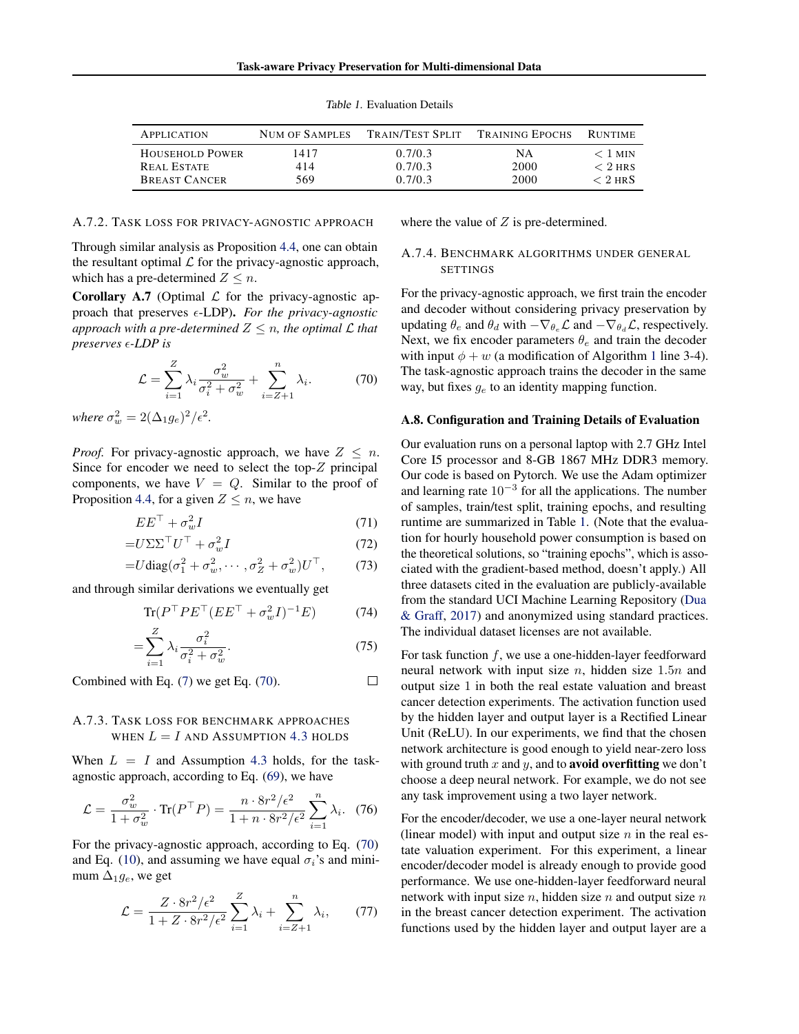Table 1. Evaluation Details

| APPLICATION | NUM OF SAMPLES | TRAIN/TEST SPLIT | TRAINING EPOCHS | RUNTIME |
|---|---|---|---|---|
| HOUSEHOLD POWER | 1417 | 0.7/0.3 | NA | $< 1$ MIN |
| REAL ESTATE | 414 | 0.7/0.3 | 2000 | $< 2$ HRS |
| BREAST CANCER | 569 | 0.7/0.3 | 2000 | $< 2$ HRS |

#### A.7.2. TASK LOSS FOR PRIVACY-AGNOSTIC APPROACH

Through similar analysis as Proposition 4.4, one can obtain the resultant optimal $\mathcal{L}$ for the privacy-agnostic approach, which has a pre-determined $Z \le n$.

**Corollary A.7** (Optimal $\mathcal{L}$ for the privacy-agnostic approach that preserves $\epsilon$-LDP)**.** *For the privacy-agnostic approach with a pre-determined $Z \le n$, the optimal $\mathcal{L}$ that preserves $\epsilon$-LDP is*

$$\mathcal{L} = \sum_{i=1}^{Z} \lambda_i \frac{\sigma_w^2}{\sigma_i^2 + \sigma_w^2} + \sum_{i=Z+1}^{n} \lambda_i. \tag{70}$$

*where $\sigma_w^2 = 2(\Delta_1 g_e)^2/\epsilon^2$.*

*Proof.* For privacy-agnostic approach, we have $Z \le n$. Since for encoder we need to select the top-$Z$ principal components, we have $V = Q$. Similar to the proof of Proposition 4.4, for a given $Z \le n$, we have

$$EE^\top + \sigma_w^2 I \tag{71}$$

$$= U\Sigma\Sigma^\top U^\top + \sigma_w^2 I \tag{72}$$

$$= U\mathrm{diag}(\sigma_1^2 + \sigma_w^2, \cdots, \sigma_Z^2 + \sigma_w^2)U^\top, \tag{73}$$

and through similar derivations we eventually get

$$\mathrm{Tr}(P^\top P E^\top (EE^\top + \sigma_w^2 I)^{-1} E) \tag{74}$$

$$= \sum_{i=1}^{Z} \lambda_i \frac{\sigma_i^2}{\sigma_i^2 + \sigma_w^2}. \tag{75}$$

Combined with Eq. (7) we get Eq. (70). $\square$

#### A.7.3. TASK LOSS FOR BENCHMARK APPROACHES WHEN $L = I$ AND ASSUMPTION 4.3 HOLDS

When $L = I$ and Assumption 4.3 holds, for the task-agnostic approach, according to Eq. (69), we have

$$\mathcal{L} = \frac{\sigma_w^2}{1 + \sigma_w^2} \cdot \mathrm{Tr}(P^\top P) = \frac{n \cdot 8r^2/\epsilon^2}{1 + n \cdot 8r^2/\epsilon^2} \sum_{i=1}^{n} \lambda_i. \tag{76}$$

For the privacy-agnostic approach, according to Eq. (70) and Eq. (10), and assuming we have equal $\sigma_i$'s and minimum $\Delta_1 g_e$, we get

$$\mathcal{L} = \frac{Z \cdot 8r^2/\epsilon^2}{1 + Z \cdot 8r^2/\epsilon^2} \sum_{i=1}^{Z} \lambda_i + \sum_{i=Z+1}^{n} \lambda_i, \tag{77}$$

where the value of $Z$ is pre-determined.

#### A.7.4. BENCHMARK ALGORITHMS UNDER GENERAL SETTINGS

For the privacy-agnostic approach, we first train the encoder and decoder without considering privacy preservation by updating $\theta_e$ and $\theta_d$ with $-\nabla_{\theta_e}\mathcal{L}$ and $-\nabla_{\theta_d}\mathcal{L}$, respectively. Next, we fix encoder parameters $\theta_e$ and train the decoder with input $\phi + w$ (a modification of Algorithm 1 line 3-4). The task-agnostic approach trains the decoder in the same way, but fixes $g_e$ to an identity mapping function.

### A.8. Configuration and Training Details of Evaluation

Our evaluation runs on a personal laptop with 2.7 GHz Intel Core I5 processor and 8-GB 1867 MHz DDR3 memory. Our code is based on Pytorch. We use the Adam optimizer and learning rate $10^{-3}$ for all the applications. The number of samples, train/test split, training epochs, and resulting runtime are summarized in Table 1. (Note that the evaluation for hourly household power consumption is based on the theoretical solutions, so "training epochs", which is associated with the gradient-based method, doesn't apply.) All three datasets cited in the evaluation are publicly-available from the standard UCI Machine Learning Repository (Dua & Graff, 2017) and anonymized using standard practices. The individual dataset licenses are not available.

For task function $f$, we use a one-hidden-layer feedforward neural network with input size $n$, hidden size $1.5n$ and output size 1 in both the real estate valuation and breast cancer detection experiments. The activation function used by the hidden layer and output layer is a Rectified Linear Unit (ReLU). In our experiments, we find that the chosen network architecture is good enough to yield near-zero loss with ground truth $x$ and $y$, and to **avoid overfitting** we don't choose a deep neural network. For example, we do not see any task improvement using a two layer network.

For the encoder/decoder, we use a one-layer neural network (linear model) with input and output size $n$ in the real estate valuation experiment. For this experiment, a linear encoder/decoder model is already enough to provide good performance. We use one-hidden-layer feedforward neural network with input size $n$, hidden size $n$ and output size $n$ in the breast cancer detection experiment. The activation functions used by the hidden layer and output layer are a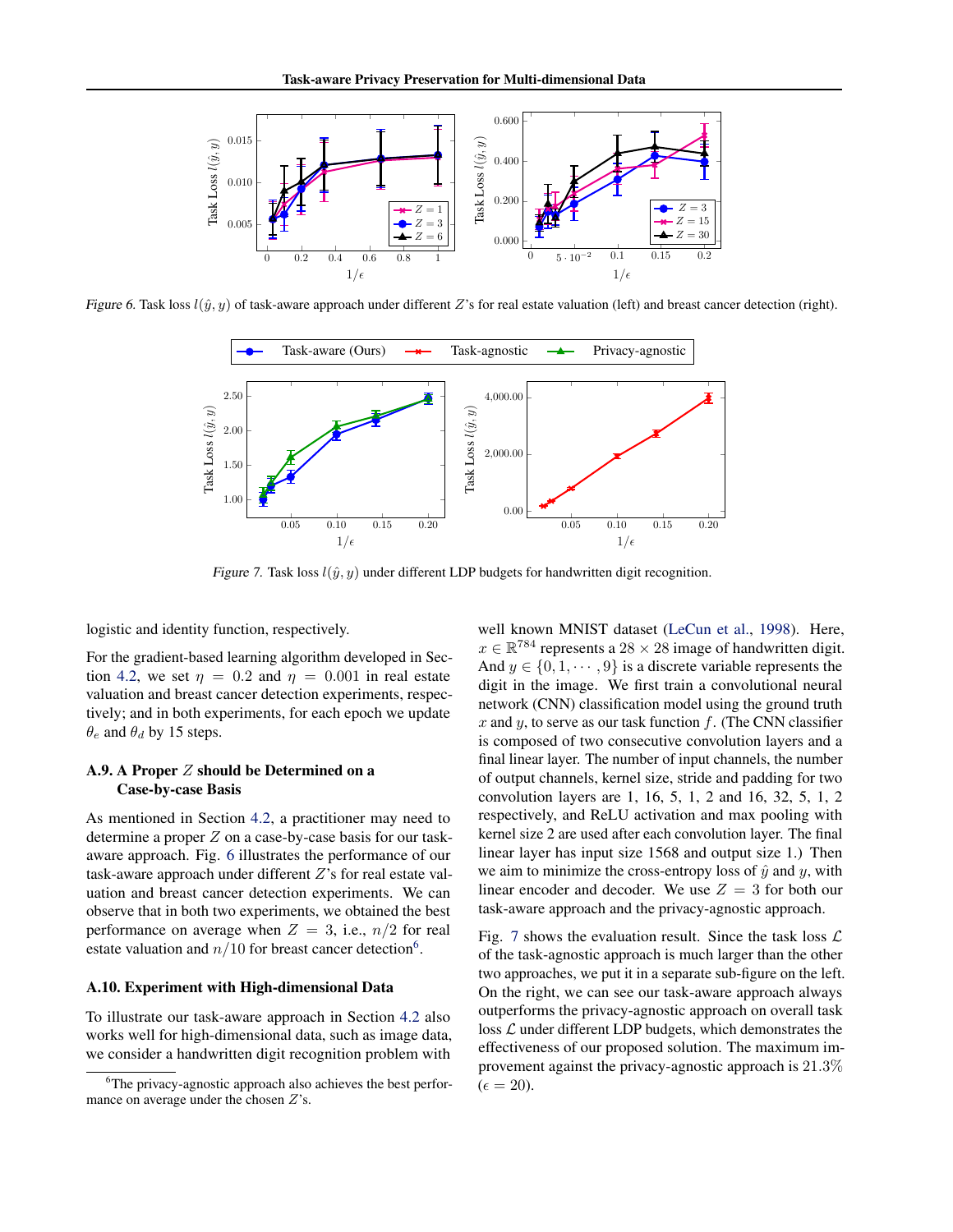Task Loss $l(\hat{y}, y)$

0.015

0.010

0.005

0 0.2 0.4 0.6 0.8 1

$1/\epsilon$

$Z = 1$
$Z = 3$
$Z = 6$

Task Loss $l(\hat{y}, y)$

0.600

0.400

0.200

0.000

0 $5 \cdot 10^{-2}$ 0.1 0.15 0.2

$1/\epsilon$

$Z = 3$
$Z = 15$
$Z = 30$

*Figure 6.* Task loss $l(\hat{y}, y)$ of task-aware approach under different $Z$'s for real estate valuation (left) and breast cancer detection (right).

Task-aware (Ours)
Task-agnostic
Privacy-agnostic

Task Loss $l(\hat{y}, y)$

2.50

2.00

1.50

1.00

0.05 0.10 0.15 0.20

$1/\epsilon$

Task Loss $l(\hat{y}, y)$

4,000.00

2,000.00

0.00

0.05 0.10 0.15 0.20

$1/\epsilon$

*Figure 7.* Task loss $l(\hat{y}, y)$ under different LDP budgets for handwritten digit recognition.

logistic and identity function, respectively.

For the gradient-based learning algorithm developed in Section 4.2, we set $\eta = 0.2$ and $\eta = 0.001$ in real estate valuation and breast cancer detection experiments, respectively; and in both experiments, for each epoch we update $\theta_e$ and $\theta_d$ by 15 steps.

### A.9. A Proper $Z$ should be Determined on a Case-by-case Basis

As mentioned in Section 4.2, a practitioner may need to determine a proper $Z$ on a case-by-case basis for our task-aware approach. Fig. 6 illustrates the performance of our task-aware approach under different $Z$'s for real estate valuation and breast cancer detection experiments. We can observe that in both two experiments, we obtained the best performance on average when $Z = 3$, i.e., $n/2$ for real estate valuation and $n/10$ for breast cancer detection[6].

### A.10. Experiment with High-dimensional Data

To illustrate our task-aware approach in Section 4.2 also works well for high-dimensional data, such as image data, we consider a handwritten digit recognition problem with well known MNIST dataset (LeCun et al., 1998). Here, $x \in \mathbb{R}^{784}$ represents a $28 \times 28$ image of handwritten digit. And $y \in \{0, 1, \cdots, 9\}$ is a discrete variable represents the digit in the image. We first train a convolutional neural network (CNN) classification model using the ground truth $x$ and $y$, to serve as our task function $f$. (The CNN classifier is composed of two consecutive convolution layers and a final linear layer. The number of input channels, the number of output channels, kernel size, stride and padding for two convolution layers are 1, 16, 5, 1, 2 and 16, 32, 5, 1, 2 respectively, and ReLU activation and max pooling with kernel size 2 are used after each convolution layer. The final linear layer has input size 1568 and output size 1.) Then we aim to minimize the cross-entropy loss of $\hat{y}$ and $y$, with linear encoder and decoder. We use $Z = 3$ for both our task-aware approach and the privacy-agnostic approach.

Fig. 7 shows the evaluation result. Since the task loss $\mathcal{L}$ of the task-agnostic approach is much larger than the other two approaches, we put it in a separate sub-figure on the left. On the right, we can see our task-aware approach always outperforms the privacy-agnostic approach on overall task loss $\mathcal{L}$ under different LDP budgets, which demonstrates the effectiveness of our proposed solution. The maximum improvement against the privacy-agnostic approach is $21.3\%$ ($\epsilon = 20$).

[6] The privacy-agnostic approach also achieves the best performance on average under the chosen $Z$'s.